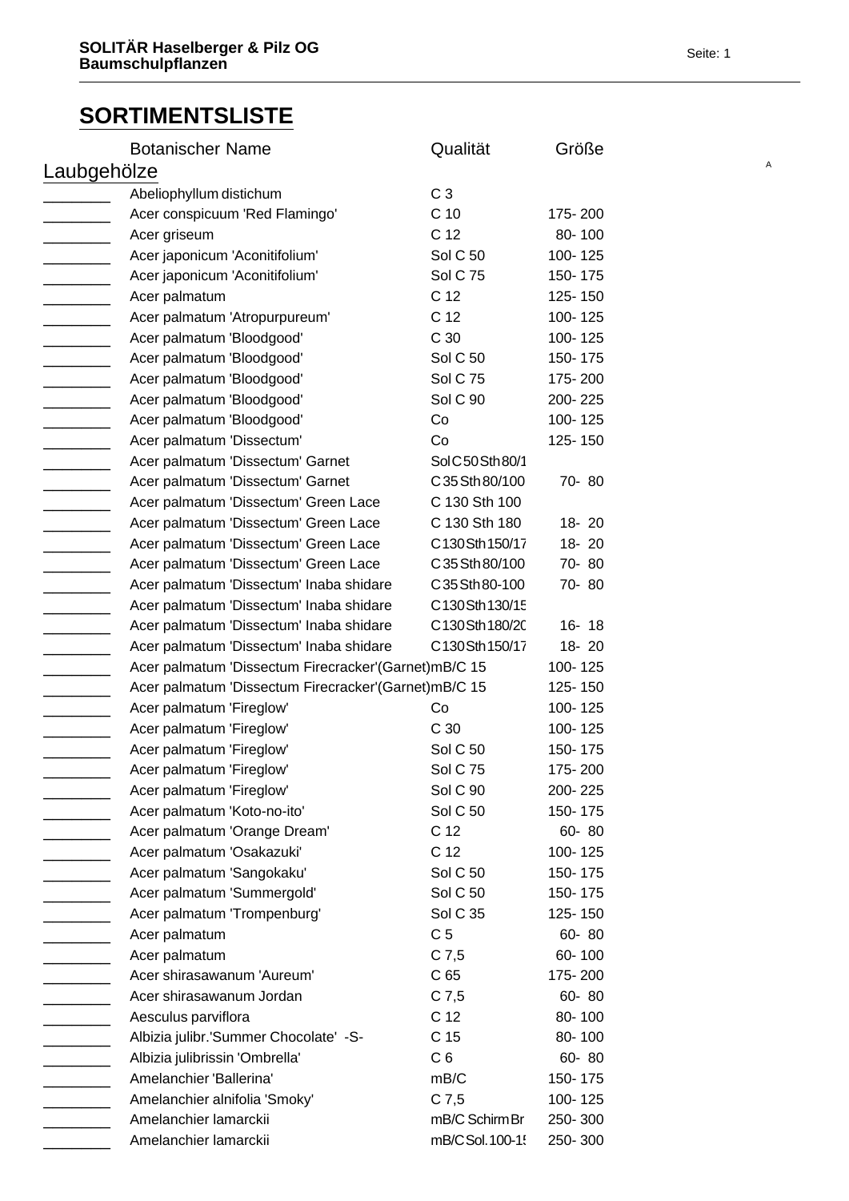# SORTIMENTSLISTE

| | Botanischer Name | Qualität | Größe |
|---|---|---|---|
| **Laubgehölze** | | | |
| ________ | Abeliophyllum distichum | C 3 | |
| ________ | Acer conspicuum 'Red Flamingo' | C 10 | 175- 200 |
| ________ | Acer griseum | C 12 | 80- 100 |
| ________ | Acer japonicum 'Aconitifolium' | Sol C 50 | 100- 125 |
| ________ | Acer japonicum 'Aconitifolium' | Sol C 75 | 150- 175 |
| ________ | Acer palmatum | C 12 | 125- 150 |
| ________ | Acer palmatum 'Atropurpureum' | C 12 | 100- 125 |
| ________ | Acer palmatum 'Bloodgood' | C 30 | 100- 125 |
| ________ | Acer palmatum 'Bloodgood' | Sol C 50 | 150- 175 |
| ________ | Acer palmatum 'Bloodgood' | Sol C 75 | 175- 200 |
| ________ | Acer palmatum 'Bloodgood' | Sol C 90 | 200- 225 |
| ________ | Acer palmatum 'Bloodgood' | Co | 100- 125 |
| ________ | Acer palmatum 'Dissectum' | Co | 125- 150 |
| ________ | Acer palmatum 'Dissectum' Garnet | Sol C 50 Sth 80/1 | |
| ________ | Acer palmatum 'Dissectum' Garnet | C 35 Sth 80/100 | 70- 80 |
| ________ | Acer palmatum 'Dissectum' Green Lace | C 130 Sth 100 | |
| ________ | Acer palmatum 'Dissectum' Green Lace | C 130 Sth 180 | 18- 20 |
| ________ | Acer palmatum 'Dissectum' Green Lace | C 130 Sth 150/17 | 18- 20 |
| ________ | Acer palmatum 'Dissectum' Green Lace | C 35 Sth 80/100 | 70- 80 |
| ________ | Acer palmatum 'Dissectum' Inaba shidare | C 35 Sth 80-100 | 70- 80 |
| ________ | Acer palmatum 'Dissectum' Inaba shidare | C 130 Sth 130/15 | |
| ________ | Acer palmatum 'Dissectum' Inaba shidare | C 130 Sth 180/20 | 16- 18 |
| ________ | Acer palmatum 'Dissectum' Inaba shidare | C 130 Sth 150/17 | 18- 20 |
| ________ | Acer palmatum 'Dissectum Firecracker'(Garnet) | mB/C 15 | 100- 125 |
| ________ | Acer palmatum 'Dissectum Firecracker'(Garnet) | mB/C 15 | 125- 150 |
| ________ | Acer palmatum 'Fireglow' | Co | 100- 125 |
| ________ | Acer palmatum 'Fireglow' | C 30 | 100- 125 |
| ________ | Acer palmatum 'Fireglow' | Sol C 50 | 150- 175 |
| ________ | Acer palmatum 'Fireglow' | Sol C 75 | 175- 200 |
| ________ | Acer palmatum 'Fireglow' | Sol C 90 | 200- 225 |
| ________ | Acer palmatum 'Koto-no-ito' | Sol C 50 | 150- 175 |
| ________ | Acer palmatum 'Orange Dream' | C 12 | 60- 80 |
| ________ | Acer palmatum 'Osakazuki' | C 12 | 100- 125 |
| ________ | Acer palmatum 'Sangokaku' | Sol C 50 | 150- 175 |
| ________ | Acer palmatum 'Summergold' | Sol C 50 | 150- 175 |
| ________ | Acer palmatum 'Trompenburg' | Sol C 35 | 125- 150 |
| ________ | Acer palmatum | C 5 | 60- 80 |
| ________ | Acer palmatum | C 7,5 | 60- 100 |
| ________ | Acer shirasawanum 'Aureum' | C 65 | 175- 200 |
| ________ | Acer shirasawanum Jordan | C 7,5 | 60- 80 |
| ________ | Aesculus parviflora | C 12 | 80- 100 |
| ________ | Albizia julibr.'Summer Chocolate' -S- | C 15 | 80- 100 |
| ________ | Albizia julibrissin 'Ombrella' | C 6 | 60- 80 |
| ________ | Amelanchier 'Ballerina' | mB/C | 150- 175 |
| ________ | Amelanchier alnifolia 'Smoky' | C 7,5 | 100- 125 |
| ________ | Amelanchier lamarckii | mB/C Schirm Br | 250- 300 |
| ________ | Amelanchier lamarckii | mB/C Sol. 100-1! | 250- 300 |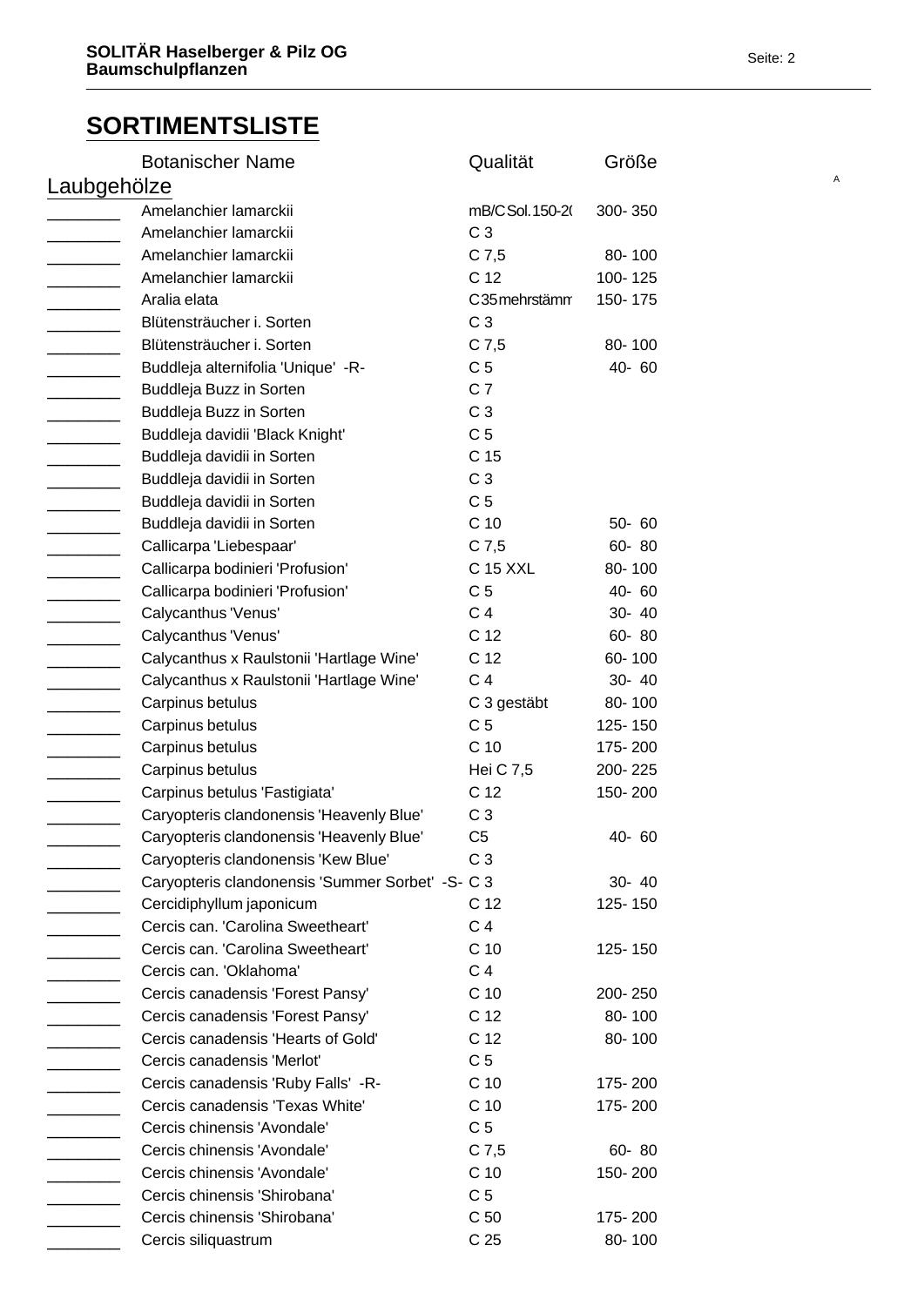# SORTIMENTSLISTE

| | Botanischer Name | Qualität | Größe |
|---|---|---|---|
| **Laubgehölze** | | | |
| ________ | Amelanchier lamarckii | mB/C Sol. 150-2( | 300- 350 |
| ________ | Amelanchier lamarckii | C 3 | |
| ________ | Amelanchier lamarckii | C 7,5 | 80- 100 |
| ________ | Amelanchier lamarckii | C 12 | 100- 125 |
| ________ | Aralia elata | C 35 mehrstämm | 150- 175 |
| ________ | Blütensträucher i. Sorten | C 3 | |
| ________ | Blütensträucher i. Sorten | C 7,5 | 80- 100 |
| ________ | Buddleja alternifolia 'Unique' -R- | C 5 | 40- 60 |
| ________ | Buddleja Buzz in Sorten | C 7 | |
| ________ | Buddleja Buzz in Sorten | C 3 | |
| ________ | Buddleja davidii 'Black Knight' | C 5 | |
| ________ | Buddleja davidii in Sorten | C 15 | |
| ________ | Buddleja davidii in Sorten | C 3 | |
| ________ | Buddleja davidii in Sorten | C 5 | |
| ________ | Buddleja davidii in Sorten | C 10 | 50- 60 |
| ________ | Callicarpa 'Liebespaar' | C 7,5 | 60- 80 |
| ________ | Callicarpa bodinieri 'Profusion' | C 15 XXL | 80- 100 |
| ________ | Callicarpa bodinieri 'Profusion' | C 5 | 40- 60 |
| ________ | Calycanthus 'Venus' | C 4 | 30- 40 |
| ________ | Calycanthus 'Venus' | C 12 | 60- 80 |
| ________ | Calycanthus x Raulstonii 'Hartlage Wine' | C 12 | 60- 100 |
| ________ | Calycanthus x Raulstonii 'Hartlage Wine' | C 4 | 30- 40 |
| ________ | Carpinus betulus | C 3 gestäbt | 80- 100 |
| ________ | Carpinus betulus | C 5 | 125- 150 |
| ________ | Carpinus betulus | C 10 | 175- 200 |
| ________ | Carpinus betulus | Hei C 7,5 | 200- 225 |
| ________ | Carpinus betulus 'Fastigiata' | C 12 | 150- 200 |
| ________ | Caryopteris clandonensis 'Heavenly Blue' | C 3 | |
| ________ | Caryopteris clandonensis 'Heavenly Blue' | C5 | 40- 60 |
| ________ | Caryopteris clandonensis 'Kew Blue' | C 3 | |
| ________ | Caryopteris clandonensis 'Summer Sorbet' -S- | C 3 | 30- 40 |
| ________ | Cercidiphyllum japonicum | C 12 | 125- 150 |
| ________ | Cercis can. 'Carolina Sweetheart' | C 4 | |
| ________ | Cercis can. 'Carolina Sweetheart' | C 10 | 125- 150 |
| ________ | Cercis can. 'Oklahoma' | C 4 | |
| ________ | Cercis canadensis 'Forest Pansy' | C 10 | 200- 250 |
| ________ | Cercis canadensis 'Forest Pansy' | C 12 | 80- 100 |
| ________ | Cercis canadensis 'Hearts of Gold' | C 12 | 80- 100 |
| ________ | Cercis canadensis 'Merlot' | C 5 | |
| ________ | Cercis canadensis 'Ruby Falls' -R- | C 10 | 175- 200 |
| ________ | Cercis canadensis 'Texas White' | C 10 | 175- 200 |
| ________ | Cercis chinensis 'Avondale' | C 5 | |
| ________ | Cercis chinensis 'Avondale' | C 7,5 | 60- 80 |
| ________ | Cercis chinensis 'Avondale' | C 10 | 150- 200 |
| ________ | Cercis chinensis 'Shirobana' | C 5 | |
| ________ | Cercis chinensis 'Shirobana' | C 50 | 175- 200 |
| ________ | Cercis siliquastrum | C 25 | 80- 100 |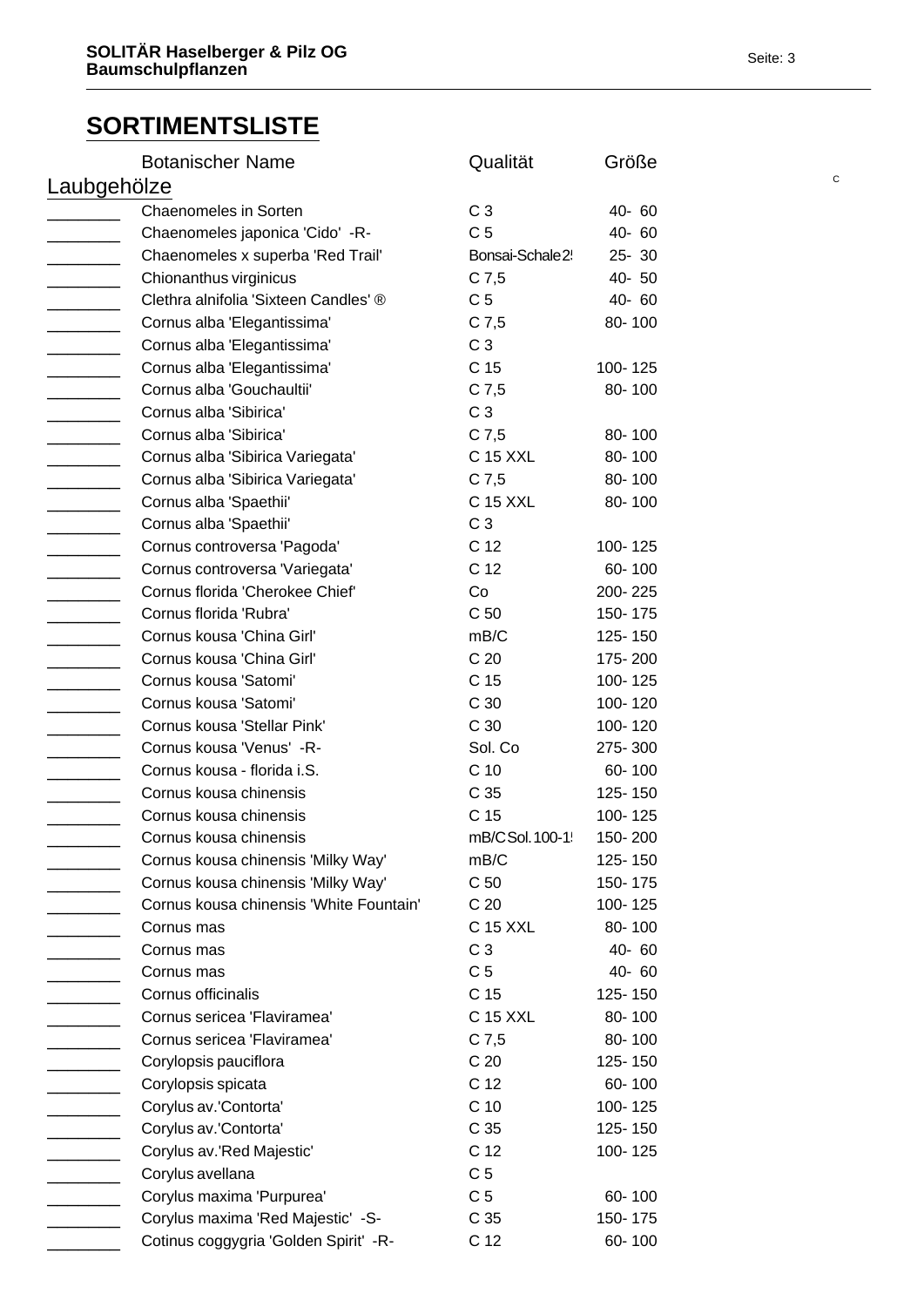## SORTIMENTSLISTE

| | Botanischer Name | Qualität | Größe |
|---|---|---|---|
| **Laubgehölze** | | | |
| ________ | Chaenomeles in Sorten | C 3 | 40- 60 |
| ________ | Chaenomeles japonica 'Cido' -R- | C 5 | 40- 60 |
| ________ | Chaenomeles x superba 'Red Trail' | Bonsai-Schale2! | 25- 30 |
| ________ | Chionanthus virginicus | C 7,5 | 40- 50 |
| ________ | Clethra alnifolia 'Sixteen Candles' ® | C 5 | 40- 60 |
| ________ | Cornus alba 'Elegantissima' | C 7,5 | 80- 100 |
| ________ | Cornus alba 'Elegantissima' | C 3 | |
| ________ | Cornus alba 'Elegantissima' | C 15 | 100- 125 |
| ________ | Cornus alba 'Gouchaultii' | C 7,5 | 80- 100 |
| ________ | Cornus alba 'Sibirica' | C 3 | |
| ________ | Cornus alba 'Sibirica' | C 7,5 | 80- 100 |
| ________ | Cornus alba 'Sibirica Variegata' | C 15 XXL | 80- 100 |
| ________ | Cornus alba 'Sibirica Variegata' | C 7,5 | 80- 100 |
| ________ | Cornus alba 'Spaethii' | C 15 XXL | 80- 100 |
| ________ | Cornus alba 'Spaethii' | C 3 | |
| ________ | Cornus controversa 'Pagoda' | C 12 | 100- 125 |
| ________ | Cornus controversa 'Variegata' | C 12 | 60- 100 |
| ________ | Cornus florida 'Cherokee Chief' | Co | 200- 225 |
| ________ | Cornus florida 'Rubra' | C 50 | 150- 175 |
| ________ | Cornus kousa 'China Girl' | mB/C | 125- 150 |
| ________ | Cornus kousa 'China Girl' | C 20 | 175- 200 |
| ________ | Cornus kousa 'Satomi' | C 15 | 100- 125 |
| ________ | Cornus kousa 'Satomi' | C 30 | 100- 120 |
| ________ | Cornus kousa 'Stellar Pink' | C 30 | 100- 120 |
| ________ | Cornus kousa 'Venus' -R- | Sol. Co | 275- 300 |
| ________ | Cornus kousa - florida i.S. | C 10 | 60- 100 |
| ________ | Cornus kousa chinensis | C 35 | 125- 150 |
| ________ | Cornus kousa chinensis | C 15 | 100- 125 |
| ________ | Cornus kousa chinensis | mB/C Sol. 100-1! | 150- 200 |
| ________ | Cornus kousa chinensis 'Milky Way' | mB/C | 125- 150 |
| ________ | Cornus kousa chinensis 'Milky Way' | C 50 | 150- 175 |
| ________ | Cornus kousa chinensis 'White Fountain' | C 20 | 100- 125 |
| ________ | Cornus mas | C 15 XXL | 80- 100 |
| ________ | Cornus mas | C 3 | 40- 60 |
| ________ | Cornus mas | C 5 | 40- 60 |
| ________ | Cornus officinalis | C 15 | 125- 150 |
| ________ | Cornus sericea 'Flaviramea' | C 15 XXL | 80- 100 |
| ________ | Cornus sericea 'Flaviramea' | C 7,5 | 80- 100 |
| ________ | Corylopsis pauciflora | C 20 | 125- 150 |
| ________ | Corylopsis spicata | C 12 | 60- 100 |
| ________ | Corylus av.'Contorta' | C 10 | 100- 125 |
| ________ | Corylus av.'Contorta' | C 35 | 125- 150 |
| ________ | Corylus av.'Red Majestic' | C 12 | 100- 125 |
| ________ | Corylus avellana | C 5 | |
| ________ | Corylus maxima 'Purpurea' | C 5 | 60- 100 |
| ________ | Corylus maxima 'Red Majestic' -S- | C 35 | 150- 175 |
| ________ | Cotinus coggygria 'Golden Spirit' -R- | C 12 | 60- 100 |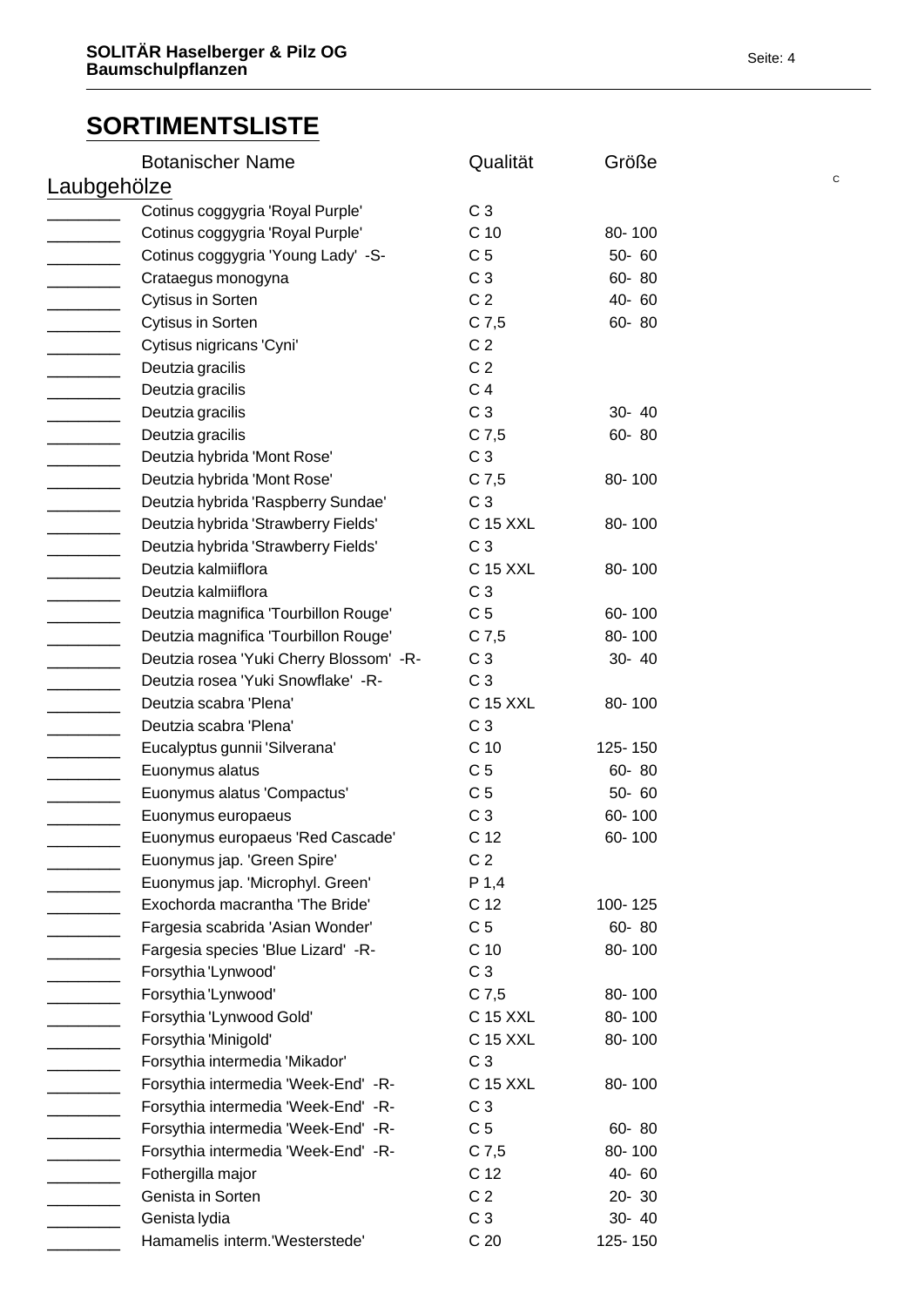## SORTIMENTSLISTE

| | Botanischer Name | Qualität | Größe |
|---|---|---|---|
| **Laubgehölze** | | | |
| ________ | Cotinus coggygria 'Royal Purple' | C 3 | |
| ________ | Cotinus coggygria 'Royal Purple' | C 10 | 80- 100 |
| ________ | Cotinus coggygria 'Young Lady' -S- | C 5 | 50- 60 |
| ________ | Crataegus monogyna | C 3 | 60- 80 |
| ________ | Cytisus in Sorten | C 2 | 40- 60 |
| ________ | Cytisus in Sorten | C 7,5 | 60- 80 |
| ________ | Cytisus nigricans 'Cyni' | C 2 | |
| ________ | Deutzia gracilis | C 2 | |
| ________ | Deutzia gracilis | C 4 | |
| ________ | Deutzia gracilis | C 3 | 30- 40 |
| ________ | Deutzia gracilis | C 7,5 | 60- 80 |
| ________ | Deutzia hybrida 'Mont Rose' | C 3 | |
| ________ | Deutzia hybrida 'Mont Rose' | C 7,5 | 80- 100 |
| ________ | Deutzia hybrida 'Raspberry Sundae' | C 3 | |
| ________ | Deutzia hybrida 'Strawberry Fields' | C 15 XXL | 80- 100 |
| ________ | Deutzia hybrida 'Strawberry Fields' | C 3 | |
| ________ | Deutzia kalmiiflora | C 15 XXL | 80- 100 |
| ________ | Deutzia kalmiiflora | C 3 | |
| ________ | Deutzia magnifica 'Tourbillon Rouge' | C 5 | 60- 100 |
| ________ | Deutzia magnifica 'Tourbillon Rouge' | C 7,5 | 80- 100 |
| ________ | Deutzia rosea 'Yuki Cherry Blossom' -R- | C 3 | 30- 40 |
| ________ | Deutzia rosea 'Yuki Snowflake' -R- | C 3 | |
| ________ | Deutzia scabra 'Plena' | C 15 XXL | 80- 100 |
| ________ | Deutzia scabra 'Plena' | C 3 | |
| ________ | Eucalyptus gunnii 'Silverana' | C 10 | 125- 150 |
| ________ | Euonymus alatus | C 5 | 60- 80 |
| ________ | Euonymus alatus 'Compactus' | C 5 | 50- 60 |
| ________ | Euonymus europaeus | C 3 | 60- 100 |
| ________ | Euonymus europaeus 'Red Cascade' | C 12 | 60- 100 |
| ________ | Euonymus jap. 'Green Spire' | C 2 | |
| ________ | Euonymus jap. 'Microphyl. Green' | P 1,4 | |
| ________ | Exochorda macrantha 'The Bride' | C 12 | 100- 125 |
| ________ | Fargesia scabrida 'Asian Wonder' | C 5 | 60- 80 |
| ________ | Fargesia species 'Blue Lizard' -R- | C 10 | 80- 100 |
| ________ | Forsythia 'Lynwood' | C 3 | |
| ________ | Forsythia 'Lynwood' | C 7,5 | 80- 100 |
| ________ | Forsythia 'Lynwood Gold' | C 15 XXL | 80- 100 |
| ________ | Forsythia 'Minigold' | C 15 XXL | 80- 100 |
| ________ | Forsythia intermedia 'Mikador' | C 3 | |
| ________ | Forsythia intermedia 'Week-End' -R- | C 15 XXL | 80- 100 |
| ________ | Forsythia intermedia 'Week-End' -R- | C 3 | |
| ________ | Forsythia intermedia 'Week-End' -R- | C 5 | 60- 80 |
| ________ | Forsythia intermedia 'Week-End' -R- | C 7,5 | 80- 100 |
| ________ | Fothergilla major | C 12 | 40- 60 |
| ________ | Genista in Sorten | C 2 | 20- 30 |
| ________ | Genista lydia | C 3 | 30- 40 |
| ________ | Hamamelis interm.'Westerstede' | C 20 | 125- 150 |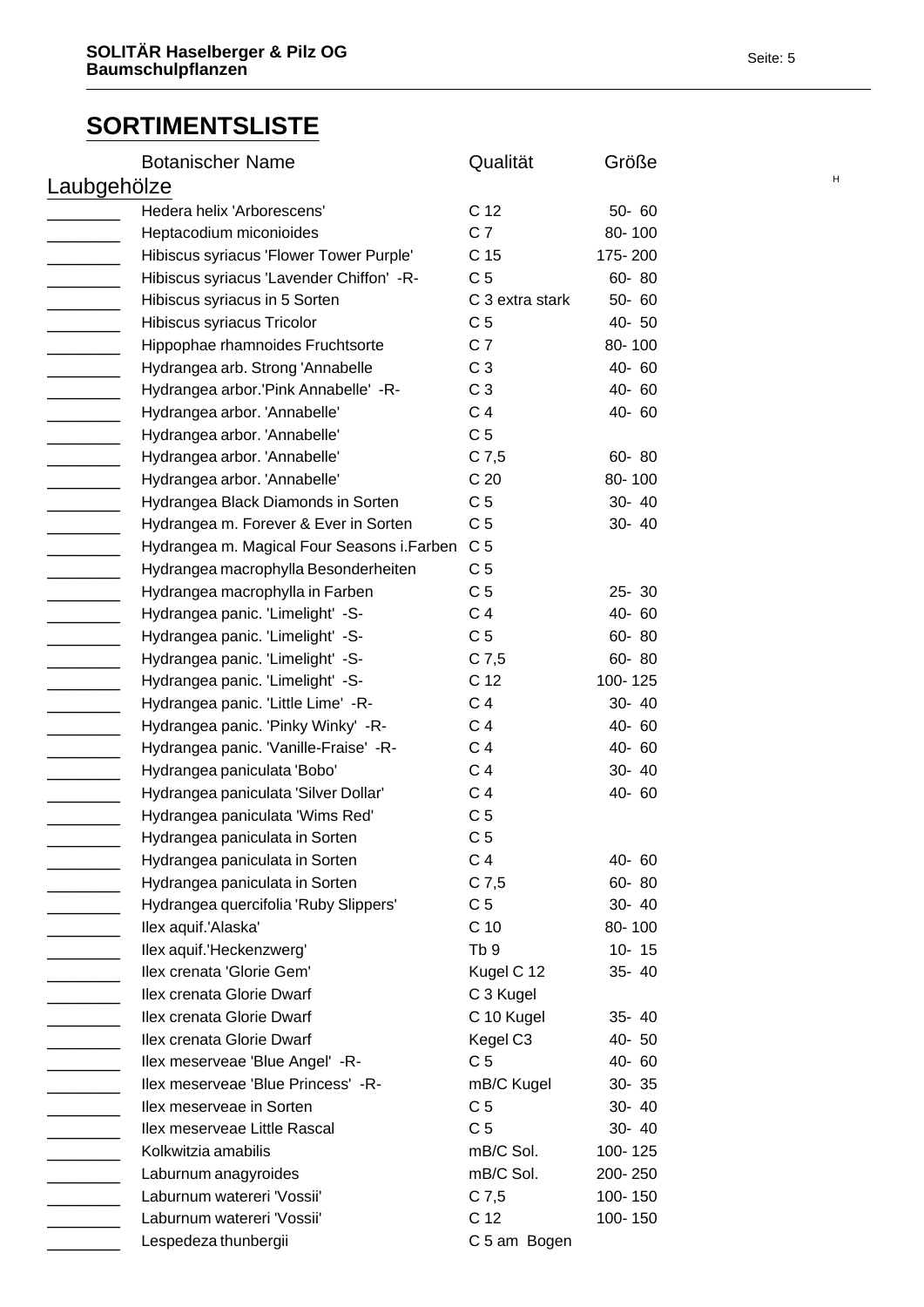# SORTIMENTSLISTE

| | Botanischer Name | Qualität | Größe |
|---|---|---|---|
| **Laubgehölze** | | | |
| ________ | Hedera helix 'Arborescens' | C 12 | 50- 60 |
| ________ | Heptacodium miconioides | C 7 | 80- 100 |
| ________ | Hibiscus syriacus 'Flower Tower Purple' | C 15 | 175- 200 |
| ________ | Hibiscus syriacus 'Lavender Chiffon' -R- | C 5 | 60- 80 |
| ________ | Hibiscus syriacus in 5 Sorten | C 3 extra stark | 50- 60 |
| ________ | Hibiscus syriacus Tricolor | C 5 | 40- 50 |
| ________ | Hippophae rhamnoides Fruchtsorte | C 7 | 80- 100 |
| ________ | Hydrangea arb. Strong 'Annabelle | C 3 | 40- 60 |
| ________ | Hydrangea arbor.'Pink Annabelle' -R- | C 3 | 40- 60 |
| ________ | Hydrangea arbor. 'Annabelle' | C 4 | 40- 60 |
| ________ | Hydrangea arbor. 'Annabelle' | C 5 | |
| ________ | Hydrangea arbor. 'Annabelle' | C 7,5 | 60- 80 |
| ________ | Hydrangea arbor. 'Annabelle' | C 20 | 80- 100 |
| ________ | Hydrangea Black Diamonds in Sorten | C 5 | 30- 40 |
| ________ | Hydrangea m. Forever & Ever in Sorten | C 5 | 30- 40 |
| ________ | Hydrangea m. Magical Four Seasons i.Farben | C 5 | |
| ________ | Hydrangea macrophylla Besonderheiten | C 5 | |
| ________ | Hydrangea macrophylla in Farben | C 5 | 25- 30 |
| ________ | Hydrangea panic. 'Limelight' -S- | C 4 | 40- 60 |
| ________ | Hydrangea panic. 'Limelight' -S- | C 5 | 60- 80 |
| ________ | Hydrangea panic. 'Limelight' -S- | C 7,5 | 60- 80 |
| ________ | Hydrangea panic. 'Limelight' -S- | C 12 | 100- 125 |
| ________ | Hydrangea panic. 'Little Lime' -R- | C 4 | 30- 40 |
| ________ | Hydrangea panic. 'Pinky Winky' -R- | C 4 | 40- 60 |
| ________ | Hydrangea panic. 'Vanille-Fraise' -R- | C 4 | 40- 60 |
| ________ | Hydrangea paniculata 'Bobo' | C 4 | 30- 40 |
| ________ | Hydrangea paniculata 'Silver Dollar' | C 4 | 40- 60 |
| ________ | Hydrangea paniculata 'Wims Red' | C 5 | |
| ________ | Hydrangea paniculata in Sorten | C 5 | |
| ________ | Hydrangea paniculata in Sorten | C 4 | 40- 60 |
| ________ | Hydrangea paniculata in Sorten | C 7,5 | 60- 80 |
| ________ | Hydrangea quercifolia 'Ruby Slippers' | C 5 | 30- 40 |
| ________ | Ilex aquif.'Alaska' | C 10 | 80- 100 |
| ________ | Ilex aquif.'Heckenzwerg' | Tb 9 | 10- 15 |
| ________ | Ilex crenata 'Glorie Gem' | Kugel C 12 | 35- 40 |
| ________ | Ilex crenata Glorie Dwarf | C 3 Kugel | |
| ________ | Ilex crenata Glorie Dwarf | C 10 Kugel | 35- 40 |
| ________ | Ilex crenata Glorie Dwarf | Kegel C3 | 40- 50 |
| ________ | Ilex meserveae 'Blue Angel' -R- | C 5 | 40- 60 |
| ________ | Ilex meserveae 'Blue Princess' -R- | mB/C Kugel | 30- 35 |
| ________ | Ilex meserveae in Sorten | C 5 | 30- 40 |
| ________ | Ilex meserveae Little Rascal | C 5 | 30- 40 |
| ________ | Kolkwitzia amabilis | mB/C Sol. | 100- 125 |
| ________ | Laburnum anagyroides | mB/C Sol. | 200- 250 |
| ________ | Laburnum watereri 'Vossii' | C 7,5 | 100- 150 |
| ________ | Laburnum watereri 'Vossii' | C 12 | 100- 150 |
| ________ | Lespedeza thunbergii | C 5 am Bogen | |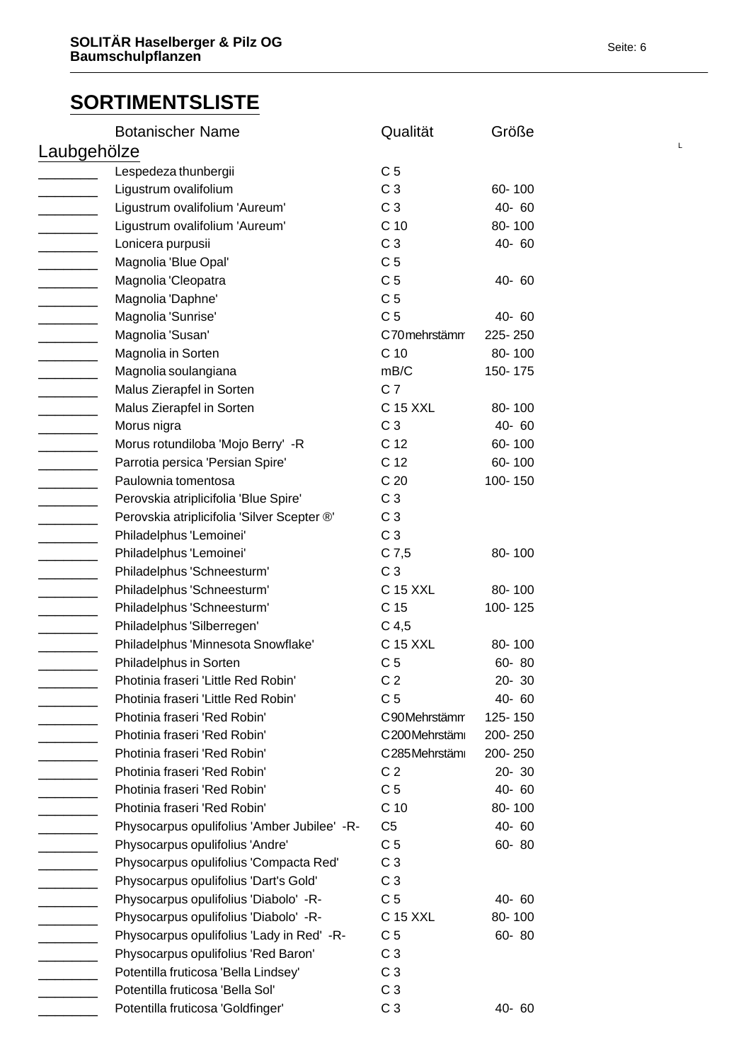## SORTIMENTSLISTE

| | Botanischer Name | Qualität | Größe |
|---|---|---|---|
| **Laubgehölze** | | | |
| ________ | Lespedeza thunbergii | C 5 | |
| ________ | Ligustrum ovalifolium | C 3 | 60- 100 |
| ________ | Ligustrum ovalifolium 'Aureum' | C 3 | 40- 60 |
| ________ | Ligustrum ovalifolium 'Aureum' | C 10 | 80- 100 |
| ________ | Lonicera purpusii | C 3 | 40- 60 |
| ________ | Magnolia 'Blue Opal' | C 5 | |
| ________ | Magnolia 'Cleopatra | C 5 | 40- 60 |
| ________ | Magnolia 'Daphne' | C 5 | |
| ________ | Magnolia 'Sunrise' | C 5 | 40- 60 |
| ________ | Magnolia 'Susan' | C70mehrstämm | 225- 250 |
| ________ | Magnolia in Sorten | C 10 | 80- 100 |
| ________ | Magnolia soulangiana | mB/C | 150- 175 |
| ________ | Malus Zierapfel in Sorten | C 7 | |
| ________ | Malus Zierapfel in Sorten | C 15 XXL | 80- 100 |
| ________ | Morus nigra | C 3 | 40- 60 |
| ________ | Morus rotundiloba 'Mojo Berry' -R | C 12 | 60- 100 |
| ________ | Parrotia persica 'Persian Spire' | C 12 | 60- 100 |
| ________ | Paulownia tomentosa | C 20 | 100- 150 |
| ________ | Perovskia atriplicifolia 'Blue Spire' | C 3 | |
| ________ | Perovskia atriplicifolia 'Silver Scepter ®' | C 3 | |
| ________ | Philadelphus 'Lemoinei' | C 3 | |
| ________ | Philadelphus 'Lemoinei' | C 7,5 | 80- 100 |
| ________ | Philadelphus 'Schneesturm' | C 3 | |
| ________ | Philadelphus 'Schneesturm' | C 15 XXL | 80- 100 |
| ________ | Philadelphus 'Schneesturm' | C 15 | 100- 125 |
| ________ | Philadelphus 'Silberregen' | C 4,5 | |
| ________ | Philadelphus 'Minnesota Snowflake' | C 15 XXL | 80- 100 |
| ________ | Philadelphus in Sorten | C 5 | 60- 80 |
| ________ | Photinia fraseri 'Little Red Robin' | C 2 | 20- 30 |
| ________ | Photinia fraseri 'Little Red Robin' | C 5 | 40- 60 |
| ________ | Photinia fraseri 'Red Robin' | C90Mehrstämm | 125- 150 |
| ________ | Photinia fraseri 'Red Robin' | C200Mehrstämı | 200- 250 |
| ________ | Photinia fraseri 'Red Robin' | C285Mehrstämı | 200- 250 |
| ________ | Photinia fraseri 'Red Robin' | C 2 | 20- 30 |
| ________ | Photinia fraseri 'Red Robin' | C 5 | 40- 60 |
| ________ | Photinia fraseri 'Red Robin' | C 10 | 80- 100 |
| ________ | Physocarpus opulifolius 'Amber Jubilee' -R- | C5 | 40- 60 |
| ________ | Physocarpus opulifolius 'Andre' | C 5 | 60- 80 |
| ________ | Physocarpus opulifolius 'Compacta Red' | C 3 | |
| ________ | Physocarpus opulifolius 'Dart's Gold' | C 3 | |
| ________ | Physocarpus opulifolius 'Diabolo' -R- | C 5 | 40- 60 |
| ________ | Physocarpus opulifolius 'Diabolo' -R- | C 15 XXL | 80- 100 |
| ________ | Physocarpus opulifolius 'Lady in Red' -R- | C 5 | 60- 80 |
| ________ | Physocarpus opulifolius 'Red Baron' | C 3 | |
| ________ | Potentilla fruticosa 'Bella Lindsey' | C 3 | |
| ________ | Potentilla fruticosa 'Bella Sol' | C 3 | |
| ________ | Potentilla fruticosa 'Goldfinger' | C 3 | 40- 60 |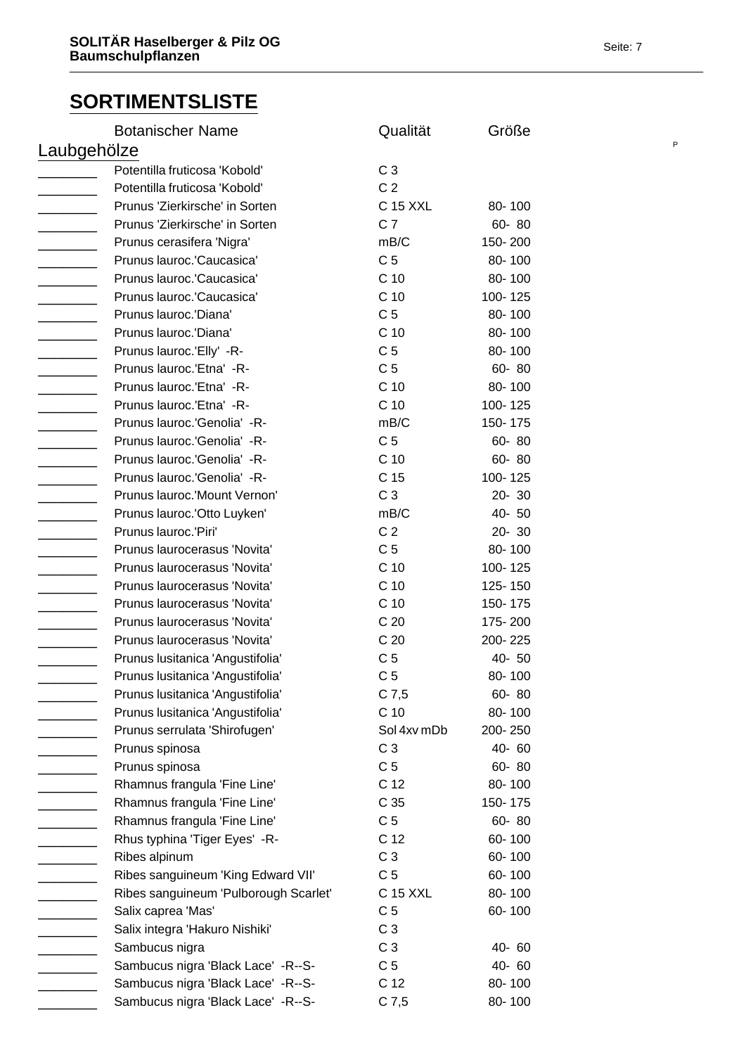# SORTIMENTSLISTE

P

## Laubgehölze

| | Botanischer Name | Qualität | Größe |
|---|---|---|---|
| ________ | Potentilla fruticosa 'Kobold' | C 3 | |
| ________ | Potentilla fruticosa 'Kobold' | C 2 | |
| ________ | Prunus 'Zierkirsche' in Sorten | C 15 XXL | 80- 100 |
| ________ | Prunus 'Zierkirsche' in Sorten | C 7 | 60- 80 |
| ________ | Prunus cerasifera 'Nigra' | mB/C | 150- 200 |
| ________ | Prunus lauroc.'Caucasica' | C 5 | 80- 100 |
| ________ | Prunus lauroc.'Caucasica' | C 10 | 80- 100 |
| ________ | Prunus lauroc.'Caucasica' | C 10 | 100- 125 |
| ________ | Prunus lauroc.'Diana' | C 5 | 80- 100 |
| ________ | Prunus lauroc.'Diana' | C 10 | 80- 100 |
| ________ | Prunus lauroc.'Elly' -R- | C 5 | 80- 100 |
| ________ | Prunus lauroc.'Etna' -R- | C 5 | 60- 80 |
| ________ | Prunus lauroc.'Etna' -R- | C 10 | 80- 100 |
| ________ | Prunus lauroc.'Etna' -R- | C 10 | 100- 125 |
| ________ | Prunus lauroc.'Genolia' -R- | mB/C | 150- 175 |
| ________ | Prunus lauroc.'Genolia' -R- | C 5 | 60- 80 |
| ________ | Prunus lauroc.'Genolia' -R- | C 10 | 60- 80 |
| ________ | Prunus lauroc.'Genolia' -R- | C 15 | 100- 125 |
| ________ | Prunus lauroc.'Mount Vernon' | C 3 | 20- 30 |
| ________ | Prunus lauroc.'Otto Luyken' | mB/C | 40- 50 |
| ________ | Prunus lauroc.'Piri' | C 2 | 20- 30 |
| ________ | Prunus laurocerasus 'Novita' | C 5 | 80- 100 |
| ________ | Prunus laurocerasus 'Novita' | C 10 | 100- 125 |
| ________ | Prunus laurocerasus 'Novita' | C 10 | 125- 150 |
| ________ | Prunus laurocerasus 'Novita' | C 10 | 150- 175 |
| ________ | Prunus laurocerasus 'Novita' | C 20 | 175- 200 |
| ________ | Prunus laurocerasus 'Novita' | C 20 | 200- 225 |
| ________ | Prunus lusitanica 'Angustifolia' | C 5 | 40- 50 |
| ________ | Prunus lusitanica 'Angustifolia' | C 5 | 80- 100 |
| ________ | Prunus lusitanica 'Angustifolia' | C 7,5 | 60- 80 |
| ________ | Prunus lusitanica 'Angustifolia' | C 10 | 80- 100 |
| ________ | Prunus serrulata 'Shirofugen' | Sol 4xv mDb | 200- 250 |
| ________ | Prunus spinosa | C 3 | 40- 60 |
| ________ | Prunus spinosa | C 5 | 60- 80 |
| ________ | Rhamnus frangula 'Fine Line' | C 12 | 80- 100 |
| ________ | Rhamnus frangula 'Fine Line' | C 35 | 150- 175 |
| ________ | Rhamnus frangula 'Fine Line' | C 5 | 60- 80 |
| ________ | Rhus typhina 'Tiger Eyes' -R- | C 12 | 60- 100 |
| ________ | Ribes alpinum | C 3 | 60- 100 |
| ________ | Ribes sanguineum 'King Edward VII' | C 5 | 60- 100 |
| ________ | Ribes sanguineum 'Pulborough Scarlet' | C 15 XXL | 80- 100 |
| ________ | Salix caprea 'Mas' | C 5 | 60- 100 |
| ________ | Salix integra 'Hakuro Nishiki' | C 3 | |
| ________ | Sambucus nigra | C 3 | 40- 60 |
| ________ | Sambucus nigra 'Black Lace' -R--S- | C 5 | 40- 60 |
| ________ | Sambucus nigra 'Black Lace' -R--S- | C 12 | 80- 100 |
| ________ | Sambucus nigra 'Black Lace' -R--S- | C 7,5 | 80- 100 |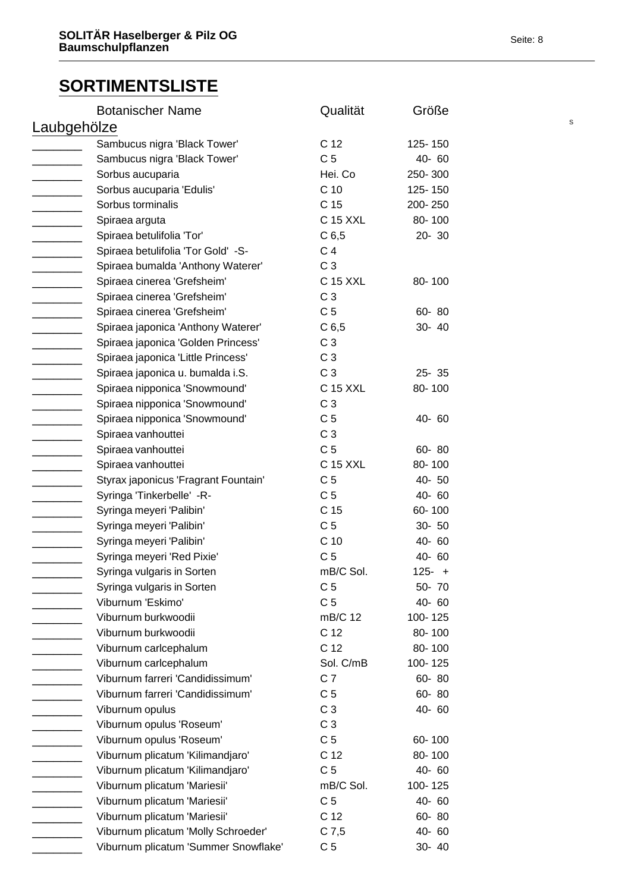# SORTIMENTSLISTE

| | Botanischer Name | Qualität | Größe |
|---|---|---|---|
| **Laubgehölze** | | | |
| ________ | Sambucus nigra 'Black Tower' | C 12 | 125- 150 |
| ________ | Sambucus nigra 'Black Tower' | C 5 | 40- 60 |
| ________ | Sorbus aucuparia | Hei. Co | 250- 300 |
| ________ | Sorbus aucuparia 'Edulis' | C 10 | 125- 150 |
| ________ | Sorbus torminalis | C 15 | 200- 250 |
| ________ | Spiraea arguta | C 15 XXL | 80- 100 |
| ________ | Spiraea betulifolia 'Tor' | C 6,5 | 20- 30 |
| ________ | Spiraea betulifolia 'Tor Gold' -S- | C 4 | |
| ________ | Spiraea bumalda 'Anthony Waterer' | C 3 | |
| ________ | Spiraea cinerea 'Grefsheim' | C 15 XXL | 80- 100 |
| ________ | Spiraea cinerea 'Grefsheim' | C 3 | |
| ________ | Spiraea cinerea 'Grefsheim' | C 5 | 60- 80 |
| ________ | Spiraea japonica 'Anthony Waterer' | C 6,5 | 30- 40 |
| ________ | Spiraea japonica 'Golden Princess' | C 3 | |
| ________ | Spiraea japonica 'Little Princess' | C 3 | |
| ________ | Spiraea japonica u. bumalda i.S. | C 3 | 25- 35 |
| ________ | Spiraea nipponica 'Snowmound' | C 15 XXL | 80- 100 |
| ________ | Spiraea nipponica 'Snowmound' | C 3 | |
| ________ | Spiraea nipponica 'Snowmound' | C 5 | 40- 60 |
| ________ | Spiraea vanhouttei | C 3 | |
| ________ | Spiraea vanhouttei | C 5 | 60- 80 |
| ________ | Spiraea vanhouttei | C 15 XXL | 80- 100 |
| ________ | Styrax japonicus 'Fragrant Fountain' | C 5 | 40- 50 |
| ________ | Syringa 'Tinkerbelle' -R- | C 5 | 40- 60 |
| ________ | Syringa meyeri 'Palibin' | C 15 | 60- 100 |
| ________ | Syringa meyeri 'Palibin' | C 5 | 30- 50 |
| ________ | Syringa meyeri 'Palibin' | C 10 | 40- 60 |
| ________ | Syringa meyeri 'Red Pixie' | C 5 | 40- 60 |
| ________ | Syringa vulgaris in Sorten | mB/C Sol. | 125- + |
| ________ | Syringa vulgaris in Sorten | C 5 | 50- 70 |
| ________ | Viburnum 'Eskimo' | C 5 | 40- 60 |
| ________ | Viburnum burkwoodii | mB/C 12 | 100- 125 |
| ________ | Viburnum burkwoodii | C 12 | 80- 100 |
| ________ | Viburnum carlcephalum | C 12 | 80- 100 |
| ________ | Viburnum carlcephalum | Sol. C/mB | 100- 125 |
| ________ | Viburnum farreri 'Candidissimum' | C 7 | 60- 80 |
| ________ | Viburnum farreri 'Candidissimum' | C 5 | 60- 80 |
| ________ | Viburnum opulus | C 3 | 40- 60 |
| ________ | Viburnum opulus 'Roseum' | C 3 | |
| ________ | Viburnum opulus 'Roseum' | C 5 | 60- 100 |
| ________ | Viburnum plicatum 'Kilimandjaro' | C 12 | 80- 100 |
| ________ | Viburnum plicatum 'Kilimandjaro' | C 5 | 40- 60 |
| ________ | Viburnum plicatum 'Mariesii' | mB/C Sol. | 100- 125 |
| ________ | Viburnum plicatum 'Mariesii' | C 5 | 40- 60 |
| ________ | Viburnum plicatum 'Mariesii' | C 12 | 60- 80 |
| ________ | Viburnum plicatum 'Molly Schroeder' | C 7,5 | 40- 60 |
| ________ | Viburnum plicatum 'Summer Snowflake' | C 5 | 30- 40 |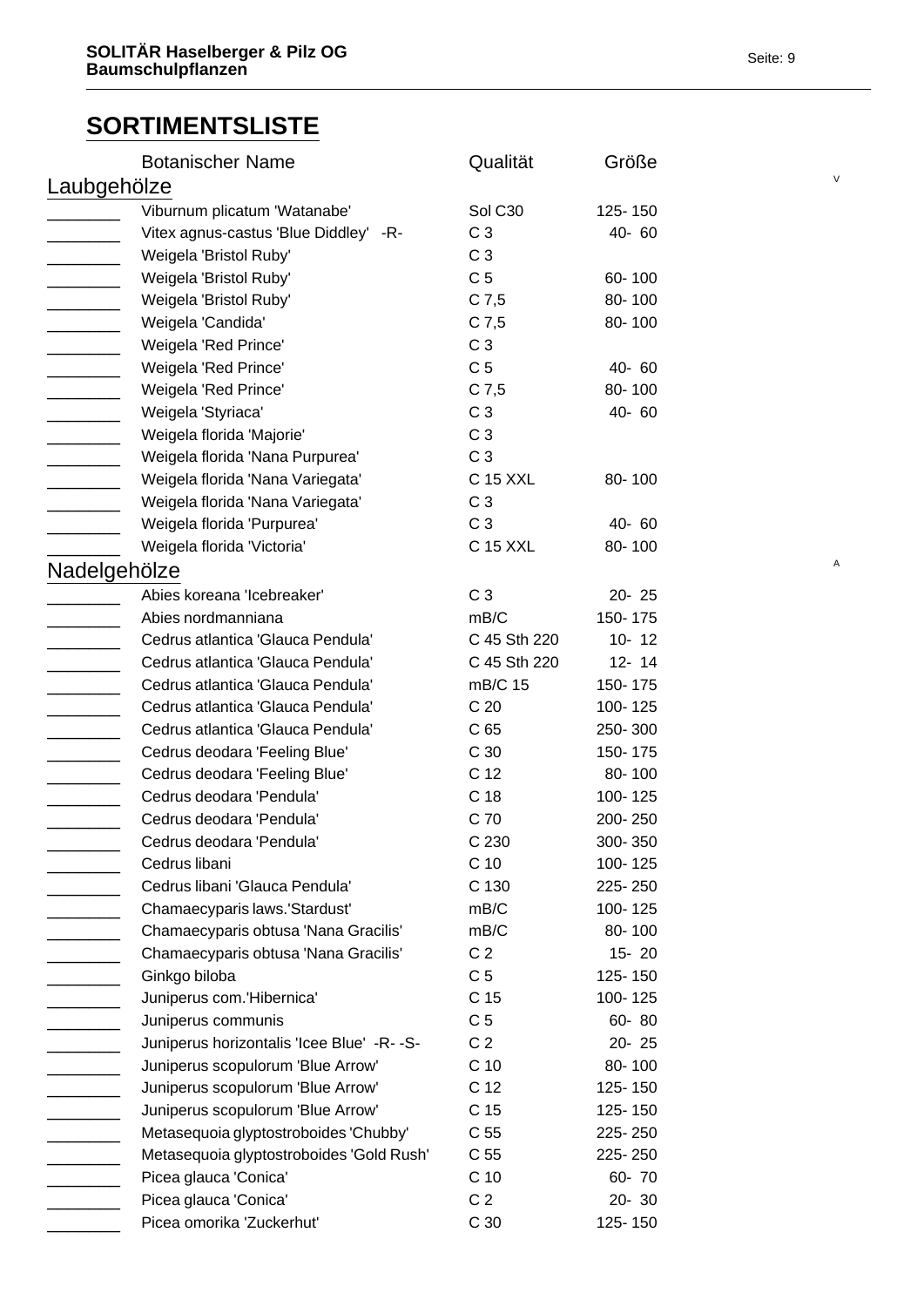## SORTIMENTSLISTE

| | Botanischer Name | Qualität | Größe |
|---|---|---|---|
| **Laubgehölze** | | | |
| ________ | Viburnum plicatum 'Watanabe' | Sol C30 | 125- 150 |
| ________ | Vitex agnus-castus 'Blue Diddley' -R- | C 3 | 40- 60 |
| ________ | Weigela 'Bristol Ruby' | C 3 | |
| ________ | Weigela 'Bristol Ruby' | C 5 | 60- 100 |
| ________ | Weigela 'Bristol Ruby' | C 7,5 | 80- 100 |
| ________ | Weigela 'Candida' | C 7,5 | 80- 100 |
| ________ | Weigela 'Red Prince' | C 3 | |
| ________ | Weigela 'Red Prince' | C 5 | 40- 60 |
| ________ | Weigela 'Red Prince' | C 7,5 | 80- 100 |
| ________ | Weigela 'Styriaca' | C 3 | 40- 60 |
| ________ | Weigela florida 'Majorie' | C 3 | |
| ________ | Weigela florida 'Nana Purpurea' | C 3 | |
| ________ | Weigela florida 'Nana Variegata' | C 15 XXL | 80- 100 |
| ________ | Weigela florida 'Nana Variegata' | C 3 | |
| ________ | Weigela florida 'Purpurea' | C 3 | 40- 60 |
| ________ | Weigela florida 'Victoria' | C 15 XXL | 80- 100 |
| **Nadelgehölze** | | | |
| ________ | Abies koreana 'Icebreaker' | C 3 | 20- 25 |
| ________ | Abies nordmanniana | mB/C | 150- 175 |
| ________ | Cedrus atlantica 'Glauca Pendula' | C 45 Sth 220 | 10- 12 |
| ________ | Cedrus atlantica 'Glauca Pendula' | C 45 Sth 220 | 12- 14 |
| ________ | Cedrus atlantica 'Glauca Pendula' | mB/C 15 | 150- 175 |
| ________ | Cedrus atlantica 'Glauca Pendula' | C 20 | 100- 125 |
| ________ | Cedrus atlantica 'Glauca Pendula' | C 65 | 250- 300 |
| ________ | Cedrus deodara 'Feeling Blue' | C 30 | 150- 175 |
| ________ | Cedrus deodara 'Feeling Blue' | C 12 | 80- 100 |
| ________ | Cedrus deodara 'Pendula' | C 18 | 100- 125 |
| ________ | Cedrus deodara 'Pendula' | C 70 | 200- 250 |
| ________ | Cedrus deodara 'Pendula' | C 230 | 300- 350 |
| ________ | Cedrus libani | C 10 | 100- 125 |
| ________ | Cedrus libani 'Glauca Pendula' | C 130 | 225- 250 |
| ________ | Chamaecyparis laws.'Stardust' | mB/C | 100- 125 |
| ________ | Chamaecyparis obtusa 'Nana Gracilis' | mB/C | 80- 100 |
| ________ | Chamaecyparis obtusa 'Nana Gracilis' | C 2 | 15- 20 |
| ________ | Ginkgo biloba | C 5 | 125- 150 |
| ________ | Juniperus com.'Hibernica' | C 15 | 100- 125 |
| ________ | Juniperus communis | C 5 | 60- 80 |
| ________ | Juniperus horizontalis 'Icee Blue' -R- -S- | C 2 | 20- 25 |
| ________ | Juniperus scopulorum 'Blue Arrow' | C 10 | 80- 100 |
| ________ | Juniperus scopulorum 'Blue Arrow' | C 12 | 125- 150 |
| ________ | Juniperus scopulorum 'Blue Arrow' | C 15 | 125- 150 |
| ________ | Metasequoia glyptostroboides 'Chubby' | C 55 | 225- 250 |
| ________ | Metasequoia glyptostroboides 'Gold Rush' | C 55 | 225- 250 |
| ________ | Picea glauca 'Conica' | C 10 | 60- 70 |
| ________ | Picea glauca 'Conica' | C 2 | 20- 30 |
| ________ | Picea omorika 'Zuckerhut' | C 30 | 125- 150 |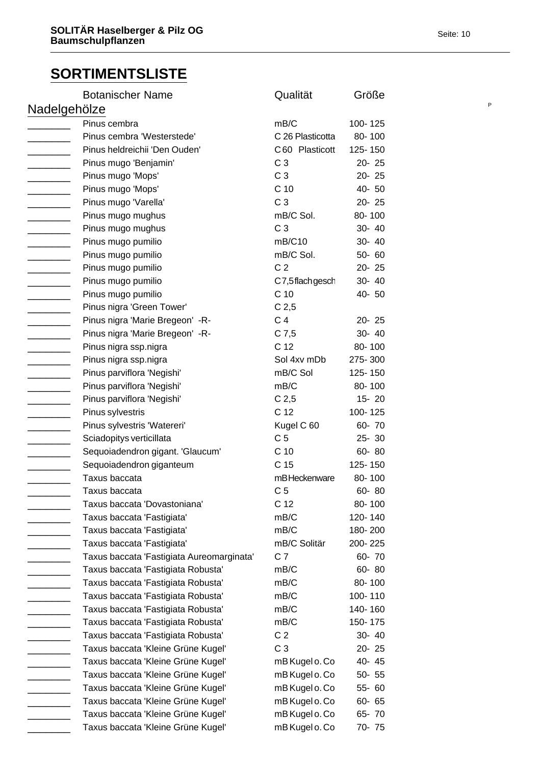# SORTIMENTSLISTE

| | Botanischer Name | Qualität | Größe |
|---|---|---|---|
| **Nadelgehölze** | | | |
| ________ | Pinus cembra | mB/C | 100- 125 |
| ________ | Pinus cembra 'Westerstede' | C 26 Plasticotta | 80- 100 |
| ________ | Pinus heldreichii 'Den Ouden' | C 60 Plasticott | 125- 150 |
| ________ | Pinus mugo 'Benjamin' | C 3 | 20- 25 |
| ________ | Pinus mugo 'Mops' | C 3 | 20- 25 |
| ________ | Pinus mugo 'Mops' | C 10 | 40- 50 |
| ________ | Pinus mugo 'Varella' | C 3 | 20- 25 |
| ________ | Pinus mugo mughus | mB/C Sol. | 80- 100 |
| ________ | Pinus mugo mughus | C 3 | 30- 40 |
| ________ | Pinus mugo pumilio | mB/C10 | 30- 40 |
| ________ | Pinus mugo pumilio | mB/C Sol. | 50- 60 |
| ________ | Pinus mugo pumilio | C 2 | 20- 25 |
| ________ | Pinus mugo pumilio | C7,5 flach gesch | 30- 40 |
| ________ | Pinus mugo pumilio | C 10 | 40- 50 |
| ________ | Pinus nigra 'Green Tower' | C 2,5 | |
| ________ | Pinus nigra 'Marie Bregeon' -R- | C 4 | 20- 25 |
| ________ | Pinus nigra 'Marie Bregeon' -R- | C 7,5 | 30- 40 |
| ________ | Pinus nigra ssp.nigra | C 12 | 80- 100 |
| ________ | Pinus nigra ssp.nigra | Sol 4xv mDb | 275- 300 |
| ________ | Pinus parviflora 'Negishi' | mB/C Sol | 125- 150 |
| ________ | Pinus parviflora 'Negishi' | mB/C | 80- 100 |
| ________ | Pinus parviflora 'Negishi' | C 2,5 | 15- 20 |
| ________ | Pinus sylvestris | C 12 | 100- 125 |
| ________ | Pinus sylvestris 'Watereri' | Kugel C 60 | 60- 70 |
| ________ | Sciadopitys verticillata | C 5 | 25- 30 |
| ________ | Sequoiadendron gigant. 'Glaucum' | C 10 | 60- 80 |
| ________ | Sequoiadendron giganteum | C 15 | 125- 150 |
| ________ | Taxus baccata | mB Heckenware | 80- 100 |
| ________ | Taxus baccata | C 5 | 60- 80 |
| ________ | Taxus baccata 'Dovastoniana' | C 12 | 80- 100 |
| ________ | Taxus baccata 'Fastigiata' | mB/C | 120- 140 |
| ________ | Taxus baccata 'Fastigiata' | mB/C | 180- 200 |
| ________ | Taxus baccata 'Fastigiata' | mB/C Solitär | 200- 225 |
| ________ | Taxus baccata 'Fastigiata Aureomarginata' | C 7 | 60- 70 |
| ________ | Taxus baccata 'Fastigiata Robusta' | mB/C | 60- 80 |
| ________ | Taxus baccata 'Fastigiata Robusta' | mB/C | 80- 100 |
| ________ | Taxus baccata 'Fastigiata Robusta' | mB/C | 100- 110 |
| ________ | Taxus baccata 'Fastigiata Robusta' | mB/C | 140- 160 |
| ________ | Taxus baccata 'Fastigiata Robusta' | mB/C | 150- 175 |
| ________ | Taxus baccata 'Fastigiata Robusta' | C 2 | 30- 40 |
| ________ | Taxus baccata 'Kleine Grüne Kugel' | C 3 | 20- 25 |
| ________ | Taxus baccata 'Kleine Grüne Kugel' | mB Kugel o. Co | 40- 45 |
| ________ | Taxus baccata 'Kleine Grüne Kugel' | mB Kugel o. Co | 50- 55 |
| ________ | Taxus baccata 'Kleine Grüne Kugel' | mB Kugel o. Co | 55- 60 |
| ________ | Taxus baccata 'Kleine Grüne Kugel' | mB Kugel o. Co | 60- 65 |
| ________ | Taxus baccata 'Kleine Grüne Kugel' | mB Kugel o. Co | 65- 70 |
| ________ | Taxus baccata 'Kleine Grüne Kugel' | mB Kugel o. Co | 70- 75 |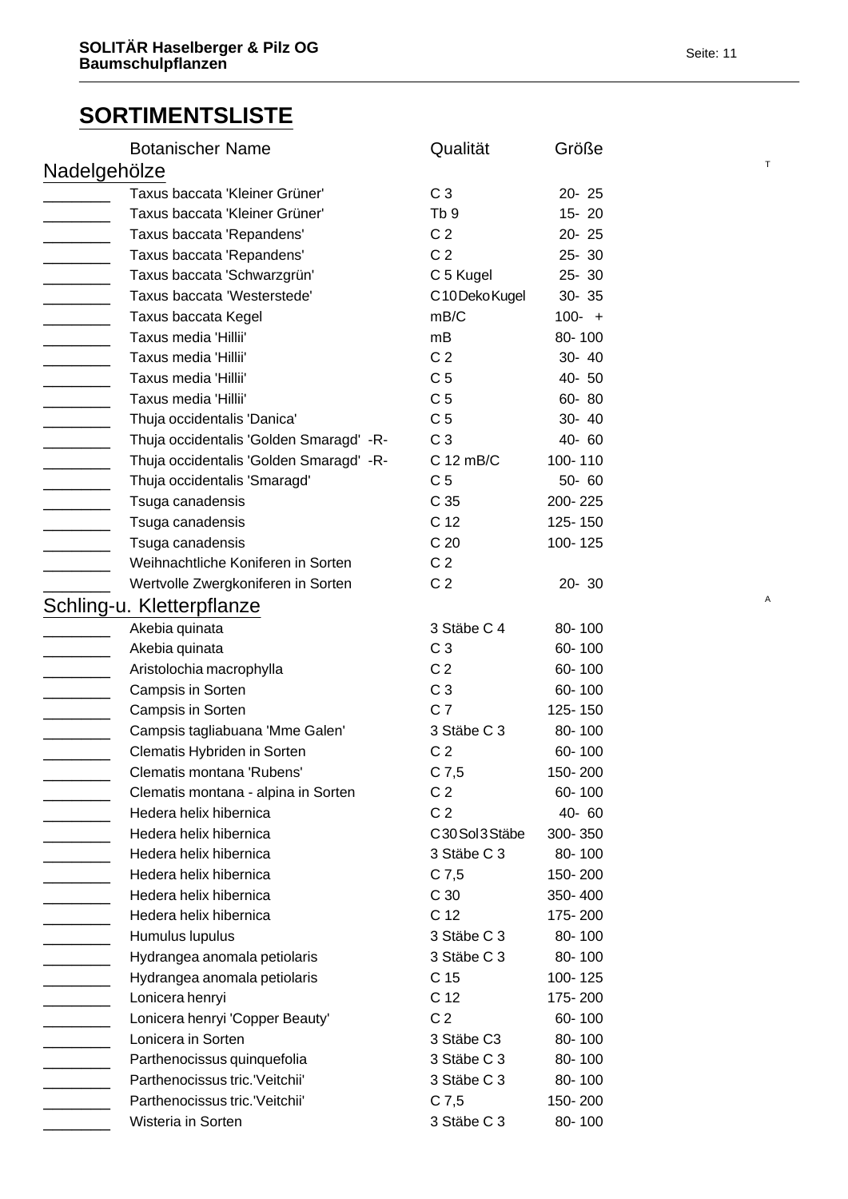# SORTIMENTSLISTE

| | Botanischer Name | Qualität | Größe |
|---|---|---|---|
| **Nadelgehölze** | | | |
| ________ | Taxus baccata 'Kleiner Grüner' | C 3 | 20- 25 |
| ________ | Taxus baccata 'Kleiner Grüner' | Tb 9 | 15- 20 |
| ________ | Taxus baccata 'Repandens' | C 2 | 20- 25 |
| ________ | Taxus baccata 'Repandens' | C 2 | 25- 30 |
| ________ | Taxus baccata 'Schwarzgrün' | C 5 Kugel | 25- 30 |
| ________ | Taxus baccata 'Westerstede' | C10DekoKugel | 30- 35 |
| ________ | Taxus baccata Kegel | mB/C | 100- + |
| ________ | Taxus media 'Hillii' | mB | 80- 100 |
| ________ | Taxus media 'Hillii' | C 2 | 30- 40 |
| ________ | Taxus media 'Hillii' | C 5 | 40- 50 |
| ________ | Taxus media 'Hillii' | C 5 | 60- 80 |
| ________ | Thuja occidentalis 'Danica' | C 5 | 30- 40 |
| ________ | Thuja occidentalis 'Golden Smaragd' -R- | C 3 | 40- 60 |
| ________ | Thuja occidentalis 'Golden Smaragd' -R- | C 12 mB/C | 100- 110 |
| ________ | Thuja occidentalis 'Smaragd' | C 5 | 50- 60 |
| ________ | Tsuga canadensis | C 35 | 200- 225 |
| ________ | Tsuga canadensis | C 12 | 125- 150 |
| ________ | Tsuga canadensis | C 20 | 100- 125 |
| ________ | Weihnachtliche Koniferen in Sorten | C 2 | |
| ________ | Wertvolle Zwergkoniferen in Sorten | C 2 | 20- 30 |
| **Schling-u. Kletterpflanze** | | | |
| ________ | Akebia quinata | 3 Stäbe C 4 | 80- 100 |
| ________ | Akebia quinata | C 3 | 60- 100 |
| ________ | Aristolochia macrophylla | C 2 | 60- 100 |
| ________ | Campsis in Sorten | C 3 | 60- 100 |
| ________ | Campsis in Sorten | C 7 | 125- 150 |
| ________ | Campsis tagliabuana 'Mme Galen' | 3 Stäbe C 3 | 80- 100 |
| ________ | Clematis Hybriden in Sorten | C 2 | 60- 100 |
| ________ | Clematis montana 'Rubens' | C 7,5 | 150- 200 |
| ________ | Clematis montana - alpina in Sorten | C 2 | 60- 100 |
| ________ | Hedera helix hibernica | C 2 | 40- 60 |
| ________ | Hedera helix hibernica | C30Sol3Stäbe | 300- 350 |
| ________ | Hedera helix hibernica | 3 Stäbe C 3 | 80- 100 |
| ________ | Hedera helix hibernica | C 7,5 | 150- 200 |
| ________ | Hedera helix hibernica | C 30 | 350- 400 |
| ________ | Hedera helix hibernica | C 12 | 175- 200 |
| ________ | Humulus lupulus | 3 Stäbe C 3 | 80- 100 |
| ________ | Hydrangea anomala petiolaris | 3 Stäbe C 3 | 80- 100 |
| ________ | Hydrangea anomala petiolaris | C 15 | 100- 125 |
| ________ | Lonicera henryi | C 12 | 175- 200 |
| ________ | Lonicera henryi 'Copper Beauty' | C 2 | 60- 100 |
| ________ | Lonicera in Sorten | 3 Stäbe C3 | 80- 100 |
| ________ | Parthenocissus quinquefolia | 3 Stäbe C 3 | 80- 100 |
| ________ | Parthenocissus tric.'Veitchii' | 3 Stäbe C 3 | 80- 100 |
| ________ | Parthenocissus tric.'Veitchii' | C 7,5 | 150- 200 |
| ________ | Wisteria in Sorten | 3 Stäbe C 3 | 80- 100 |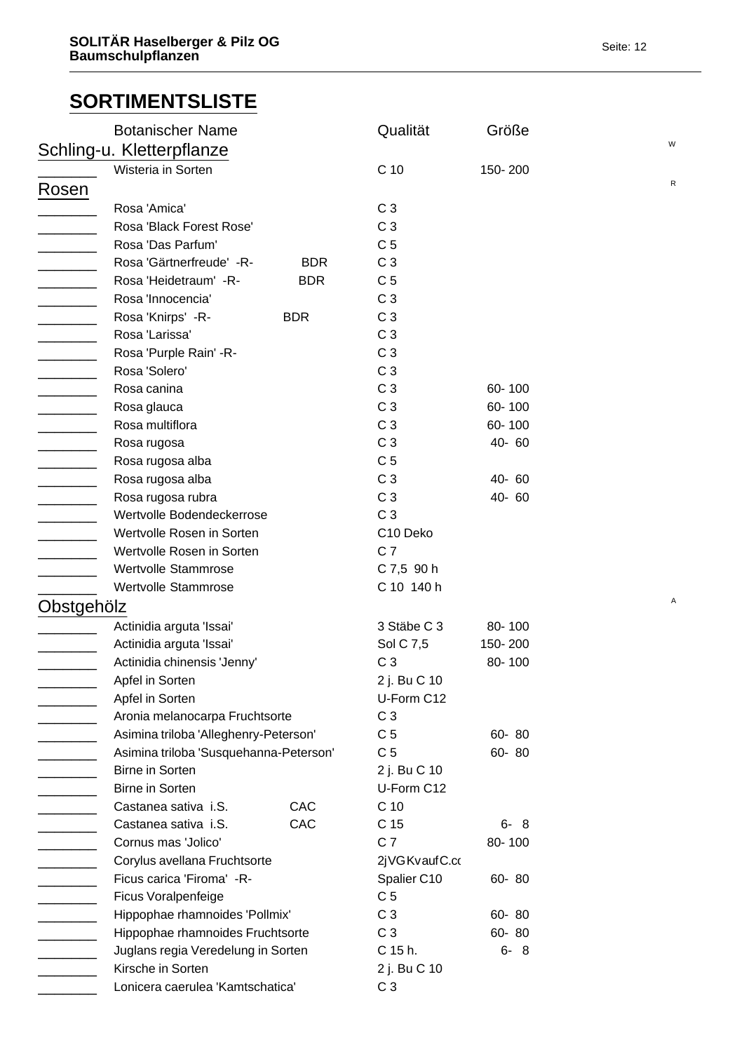## SORTIMENTSLISTE

| | Botanischer Name | | Qualität | Größe |
|---|---|---|---|---|
| **Schling-u. Kletterpflanze** | | | | |
| ________ | Wisteria in Sorten | | C 10 | 150- 200 |
| **Rosen** | | | | |
| ________ | Rosa 'Amica' | | C 3 | |
| ________ | Rosa 'Black Forest Rose' | | C 3 | |
| ________ | Rosa 'Das Parfum' | | C 5 | |
| ________ | Rosa 'Gärtnerfreude' -R- | BDR | C 3 | |
| ________ | Rosa 'Heidetraum' -R- | BDR | C 5 | |
| ________ | Rosa 'Innocencia' | | C 3 | |
| ________ | Rosa 'Knirps' -R- | BDR | C 3 | |
| ________ | Rosa 'Larissa' | | C 3 | |
| ________ | Rosa 'Purple Rain' -R- | | C 3 | |
| ________ | Rosa 'Solero' | | C 3 | |
| ________ | Rosa canina | | C 3 | 60- 100 |
| ________ | Rosa glauca | | C 3 | 60- 100 |
| ________ | Rosa multiflora | | C 3 | 60- 100 |
| ________ | Rosa rugosa | | C 3 | 40- 60 |
| ________ | Rosa rugosa alba | | C 5 | |
| ________ | Rosa rugosa alba | | C 3 | 40- 60 |
| ________ | Rosa rugosa rubra | | C 3 | 40- 60 |
| ________ | Wertvolle Bodendeckerrose | | C 3 | |
| ________ | Wertvolle Rosen in Sorten | | C10 Deko | |
| ________ | Wertvolle Rosen in Sorten | | C 7 | |
| ________ | Wertvolle Stammrose | | C 7,5 90 h | |
| ________ | Wertvolle Stammrose | | C 10 140 h | |
| **Obstgehölz** | | | | |
| ________ | Actinidia arguta 'Issai' | | 3 Stäbe C 3 | 80- 100 |
| ________ | Actinidia arguta 'Issai' | | Sol C 7,5 | 150- 200 |
| ________ | Actinidia chinensis 'Jenny' | | C 3 | 80- 100 |
| ________ | Apfel in Sorten | | 2 j. Bu C 10 | |
| ________ | Apfel in Sorten | | U-Form C12 | |
| ________ | Aronia melanocarpa Fruchtsorte | | C 3 | |
| ________ | Asimina triloba 'Alleghenry-Peterson' | | C 5 | 60- 80 |
| ________ | Asimina triloba 'Susquehanna-Peterson' | | C 5 | 60- 80 |
| ________ | Birne in Sorten | | 2 j. Bu C 10 | |
| ________ | Birne in Sorten | | U-Form C12 | |
| ________ | Castanea sativa i.S. | CAC | C 10 | |
| ________ | Castanea sativa i.S. | CAC | C 15 | 6- 8 |
| ________ | Cornus mas 'Jolico' | | C 7 | 80- 100 |
| ________ | Corylus avellana Fruchtsorte | | 2jVGKvaufC.co | |
| ________ | Ficus carica 'Firoma' -R- | | Spalier C10 | 60- 80 |
| ________ | Ficus Voralpenfeige | | C 5 | |
| ________ | Hippophae rhamnoides 'Pollmix' | | C 3 | 60- 80 |
| ________ | Hippophae rhamnoides Fruchtsorte | | C 3 | 60- 80 |
| ________ | Juglans regia Veredelung in Sorten | | C 15 h. | 6- 8 |
| ________ | Kirsche in Sorten | | 2 j. Bu C 10 | |
| ________ | Lonicera caerulea 'Kamtschatica' | | C 3 | |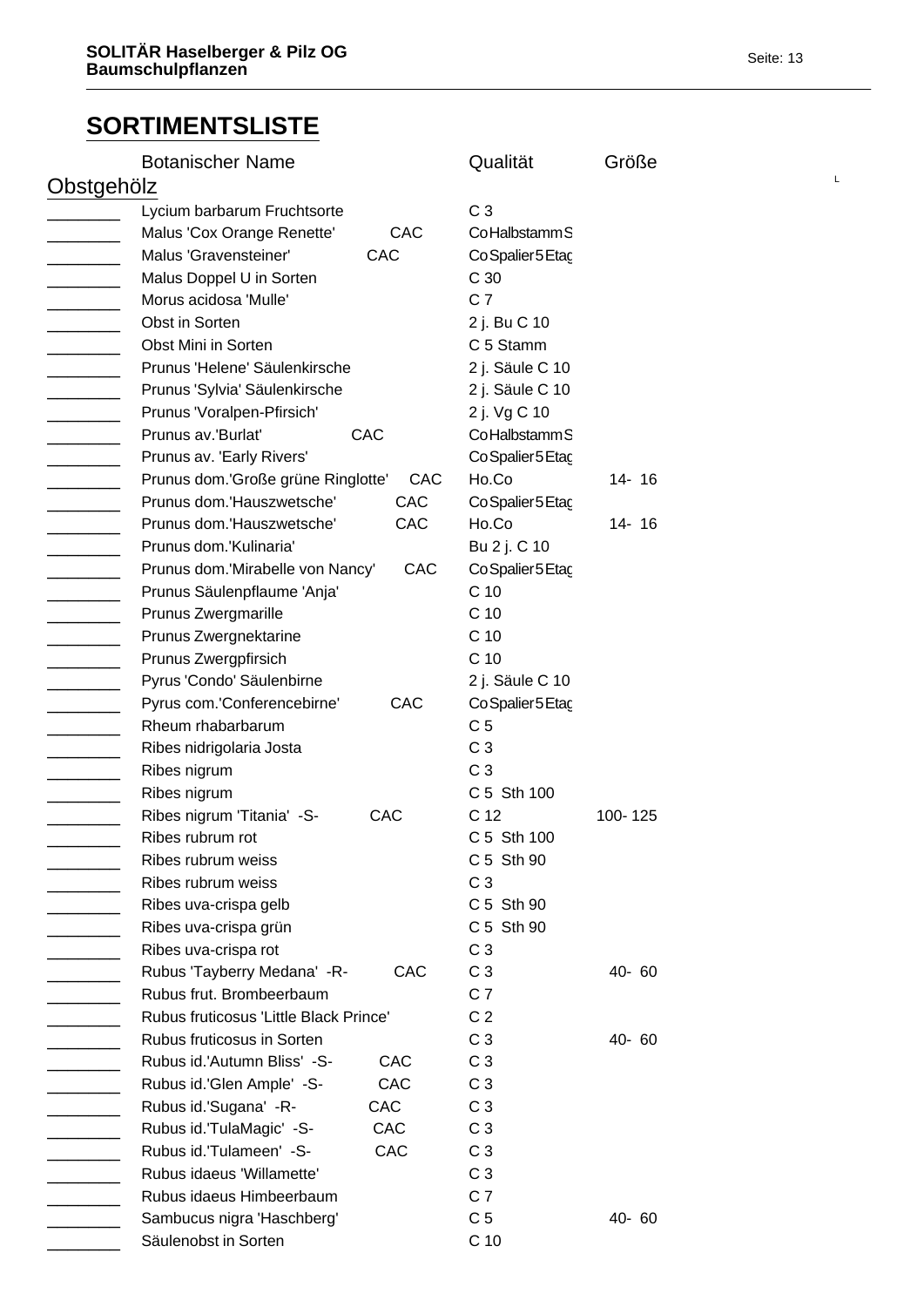## SORTIMENTSLISTE

| | Botanischer Name | | Qualität | Größe |
|---|---|---|---|---|
| **Obstgehölz** | | | | |
| ________ | Lycium barbarum Fruchtsorte | | C 3 | |
| ________ | Malus 'Cox Orange Renette' | CAC | CoHalbstammS | |
| ________ | Malus 'Gravensteiner' | CAC | CoSpalier5Etag | |
| ________ | Malus Doppel U in Sorten | | C 30 | |
| ________ | Morus acidosa 'Mulle' | | C 7 | |
| ________ | Obst in Sorten | | 2 j. Bu C 10 | |
| ________ | Obst Mini in Sorten | | C 5 Stamm | |
| ________ | Prunus 'Helene' Säulenkirsche | | 2 j. Säule C 10 | |
| ________ | Prunus 'Sylvia' Säulenkirsche | | 2 j. Säule C 10 | |
| ________ | Prunus 'Voralpen-Pfirsich' | | 2 j. Vg C 10 | |
| ________ | Prunus av.'Burlat' | CAC | CoHalbstammS | |
| ________ | Prunus av. 'Early Rivers' | | CoSpalier5Etag | |
| ________ | Prunus dom.'Große grüne Ringlotte' | CAC | Ho.Co | 14- 16 |
| ________ | Prunus dom.'Hauszwetsche' | CAC | CoSpalier5Etag | |
| ________ | Prunus dom.'Hauszwetsche' | CAC | Ho.Co | 14- 16 |
| ________ | Prunus dom.'Kulinaria' | | Bu 2 j. C 10 | |
| ________ | Prunus dom.'Mirabelle von Nancy' | CAC | CoSpalier5Etag | |
| ________ | Prunus Säulenpflaume 'Anja' | | C 10 | |
| ________ | Prunus Zwergmarille | | C 10 | |
| ________ | Prunus Zwergnektarine | | C 10 | |
| ________ | Prunus Zwergpfirsich | | C 10 | |
| ________ | Pyrus 'Condo' Säulenbirne | | 2 j. Säule C 10 | |
| ________ | Pyrus com.'Conferencebirne' | CAC | CoSpalier5Etag | |
| ________ | Rheum rhabarbarum | | C 5 | |
| ________ | Ribes nidrigolaria Josta | | C 3 | |
| ________ | Ribes nigrum | | C 3 | |
| ________ | Ribes nigrum | | C 5 Sth 100 | |
| ________ | Ribes nigrum 'Titania' -S- | CAC | C 12 | 100- 125 |
| ________ | Ribes rubrum rot | | C 5 Sth 100 | |
| ________ | Ribes rubrum weiss | | C 5 Sth 90 | |
| ________ | Ribes rubrum weiss | | C 3 | |
| ________ | Ribes uva-crispa gelb | | C 5 Sth 90 | |
| ________ | Ribes uva-crispa grün | | C 5 Sth 90 | |
| ________ | Ribes uva-crispa rot | | C 3 | |
| ________ | Rubus 'Tayberry Medana' -R- | CAC | C 3 | 40- 60 |
| ________ | Rubus frut. Brombeerbaum | | C 7 | |
| ________ | Rubus fruticosus 'Little Black Prince' | | C 2 | |
| ________ | Rubus fruticosus in Sorten | | C 3 | 40- 60 |
| ________ | Rubus id.'Autumn Bliss' -S- | CAC | C 3 | |
| ________ | Rubus id.'Glen Ample' -S- | CAC | C 3 | |
| ________ | Rubus id.'Sugana' -R- | CAC | C 3 | |
| ________ | Rubus id.'TulaMagic' -S- | CAC | C 3 | |
| ________ | Rubus id.'Tulameen' -S- | CAC | C 3 | |
| ________ | Rubus idaeus 'Willamette' | | C 3 | |
| ________ | Rubus idaeus Himbeerbaum | | C 7 | |
| ________ | Sambucus nigra 'Haschberg' | | C 5 | 40- 60 |
| ________ | Säulenobst in Sorten | | C 10 | |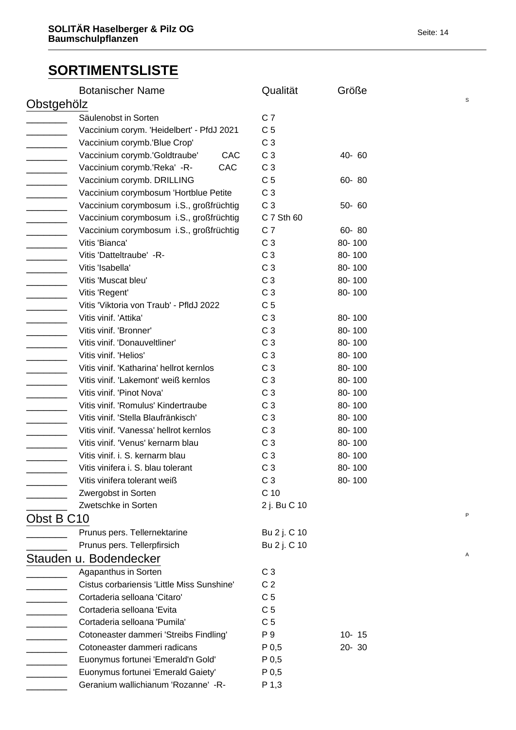## SORTIMENTSLISTE

| | Botanischer Name | Qualität | Größe |
|---|---|---|---|
| **Obstgehölz** | | | |
| ________ | Säulenobst in Sorten | C 7 | |
| ________ | Vaccinium corym. 'Heidelbert' - PfdJ 2021 | C 5 | |
| ________ | Vaccinium corymb.'Blue Crop' | C 3 | |
| ________ | Vaccinium corymb.'Goldtraube' CAC | C 3 | 40- 60 |
| ________ | Vaccinium corymb.'Reka' -R- CAC | C 3 | |
| ________ | Vaccinium corymb. DRILLING | C 5 | 60- 80 |
| ________ | Vaccinium corymbosum 'Hortblue Petite | C 3 | |
| ________ | Vaccinium corymbosum i.S., großfrüchtig | C 3 | 50- 60 |
| ________ | Vaccinium corymbosum i.S., großfrüchtig | C 7 Sth 60 | |
| ________ | Vaccinium corymbosum i.S., großfrüchtig | C 7 | 60- 80 |
| ________ | Vitis 'Bianca' | C 3 | 80- 100 |
| ________ | Vitis 'Datteltraube' -R- | C 3 | 80- 100 |
| ________ | Vitis 'Isabella' | C 3 | 80- 100 |
| ________ | Vitis 'Muscat bleu' | C 3 | 80- 100 |
| ________ | Vitis 'Regent' | C 3 | 80- 100 |
| ________ | Vitis 'Viktoria von Traub' - PfldJ 2022 | C 5 | |
| ________ | Vitis vinif. 'Attika' | C 3 | 80- 100 |
| ________ | Vitis vinif. 'Bronner' | C 3 | 80- 100 |
| ________ | Vitis vinif. 'Donauveltliner' | C 3 | 80- 100 |
| ________ | Vitis vinif. 'Helios' | C 3 | 80- 100 |
| ________ | Vitis vinif. 'Katharina' hellrot kernlos | C 3 | 80- 100 |
| ________ | Vitis vinif. 'Lakemont' weiß kernlos | C 3 | 80- 100 |
| ________ | Vitis vinif. 'Pinot Nova' | C 3 | 80- 100 |
| ________ | Vitis vinif. 'Romulus' Kindertraube | C 3 | 80- 100 |
| ________ | Vitis vinif. 'Stella Blaufränkisch' | C 3 | 80- 100 |
| ________ | Vitis vinif. 'Vanessa' hellrot kernlos | C 3 | 80- 100 |
| ________ | Vitis vinif. 'Venus' kernarm blau | C 3 | 80- 100 |
| ________ | Vitis vinif. i. S. kernarm blau | C 3 | 80- 100 |
| ________ | Vitis vinifera i. S. blau tolerant | C 3 | 80- 100 |
| ________ | Vitis vinifera tolerant weiß | C 3 | 80- 100 |
| ________ | Zwergobst in Sorten | C 10 | |
| ________ | Zwetschke in Sorten | 2 j. Bu C 10 | |
| **Obst B C10** | | | |
| ________ | Prunus pers. Tellernektarine | Bu 2 j. C 10 | |
| ________ | Prunus pers. Tellerpfirsich | Bu 2 j. C 10 | |
| **Stauden u. Bodendecker** | | | |
| ________ | Agapanthus in Sorten | C 3 | |
| ________ | Cistus corbariensis 'Little Miss Sunshine' | C 2 | |
| ________ | Cortaderia selloana 'Citaro' | C 5 | |
| ________ | Cortaderia selloana 'Evita | C 5 | |
| ________ | Cortaderia selloana 'Pumila' | C 5 | |
| ________ | Cotoneaster dammeri 'Streibs Findling' | P 9 | 10- 15 |
| ________ | Cotoneaster dammeri radicans | P 0,5 | 20- 30 |
| ________ | Euonymus fortunei 'Emerald'n Gold' | P 0,5 | |
| ________ | Euonymus fortunei 'Emerald Gaiety' | P 0,5 | |
| ________ | Geranium wallichianum 'Rozanne' -R- | P 1,3 | |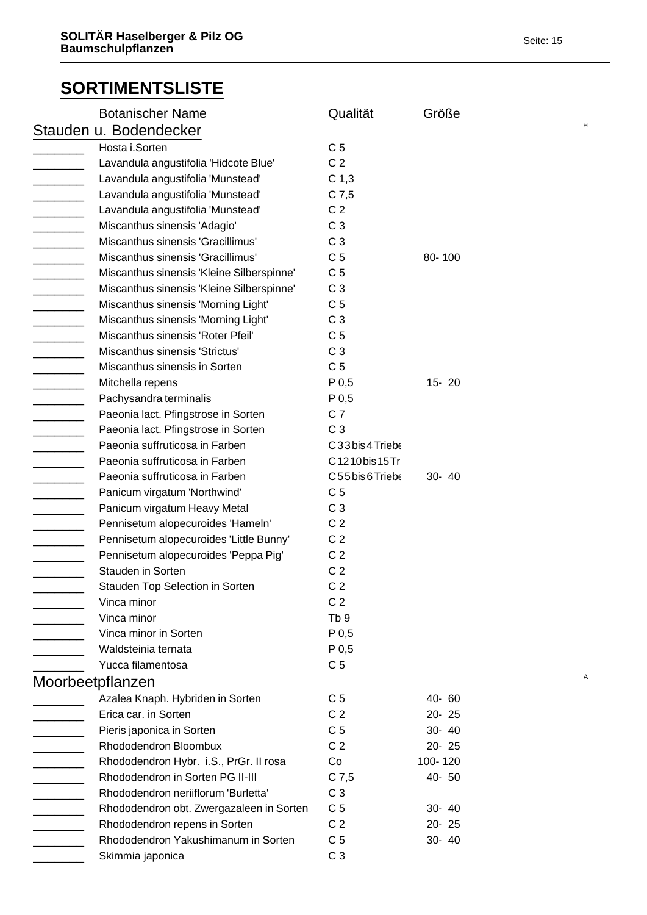## SORTIMENTSLISTE

| | Botanischer Name | Qualität | Größe |
|---|---|---|---|
| **Stauden u. Bodendecker** | | | |
| ________ | Hosta i.Sorten | C 5 | |
| ________ | Lavandula angustifolia 'Hidcote Blue' | C 2 | |
| ________ | Lavandula angustifolia 'Munstead' | C 1,3 | |
| ________ | Lavandula angustifolia 'Munstead' | C 7,5 | |
| ________ | Lavandula angustifolia 'Munstead' | C 2 | |
| ________ | Miscanthus sinensis 'Adagio' | C 3 | |
| ________ | Miscanthus sinensis 'Gracillimus' | C 3 | |
| ________ | Miscanthus sinensis 'Gracillimus' | C 5 | 80- 100 |
| ________ | Miscanthus sinensis 'Kleine Silberspinne' | C 5 | |
| ________ | Miscanthus sinensis 'Kleine Silberspinne' | C 3 | |
| ________ | Miscanthus sinensis 'Morning Light' | C 5 | |
| ________ | Miscanthus sinensis 'Morning Light' | C 3 | |
| ________ | Miscanthus sinensis 'Roter Pfeil' | C 5 | |
| ________ | Miscanthus sinensis 'Strictus' | C 3 | |
| ________ | Miscanthus sinensis in Sorten | C 5 | |
| ________ | Mitchella repens | P 0,5 | 15- 20 |
| ________ | Pachysandra terminalis | P 0,5 | |
| ________ | Paeonia lact. Pfingstrose in Sorten | C 7 | |
| ________ | Paeonia lact. Pfingstrose in Sorten | C 3 | |
| ________ | Paeonia suffruticosa in Farben | C 3 3 bis 4 Triebe | |
| ________ | Paeonia suffruticosa in Farben | C 12 10 bis 15 Tr | |
| ________ | Paeonia suffruticosa in Farben | C 5 5 bis 6 Triebe | 30- 40 |
| ________ | Panicum virgatum 'Northwind' | C 5 | |
| ________ | Panicum virgatum Heavy Metal | C 3 | |
| ________ | Pennisetum alopecuroides 'Hameln' | C 2 | |
| ________ | Pennisetum alopecuroides 'Little Bunny' | C 2 | |
| ________ | Pennisetum alopecuroides 'Peppa Pig' | C 2 | |
| ________ | Stauden in Sorten | C 2 | |
| ________ | Stauden Top Selection in Sorten | C 2 | |
| ________ | Vinca minor | C 2 | |
| ________ | Vinca minor | Tb 9 | |
| ________ | Vinca minor in Sorten | P 0,5 | |
| ________ | Waldsteinia ternata | P 0,5 | |
| ________ | Yucca filamentosa | C 5 | |
| **Moorbeetpflanzen** | | | |
| ________ | Azalea Knaph. Hybriden in Sorten | C 5 | 40- 60 |
| ________ | Erica car. in Sorten | C 2 | 20- 25 |
| ________ | Pieris japonica in Sorten | C 5 | 30- 40 |
| ________ | Rhododendron Bloombux | C 2 | 20- 25 |
| ________ | Rhododendron Hybr. i.S., PrGr. II rosa | Co | 100- 120 |
| ________ | Rhododendron in Sorten PG II-III | C 7,5 | 40- 50 |
| ________ | Rhododendron neriiflorum 'Burletta' | C 3 | |
| ________ | Rhododendron obt. Zwergazaleen in Sorten | C 5 | 30- 40 |
| ________ | Rhododendron repens in Sorten | C 2 | 20- 25 |
| ________ | Rhododendron Yakushimanum in Sorten | C 5 | 30- 40 |
| ________ | Skimmia japonica | C 3 | |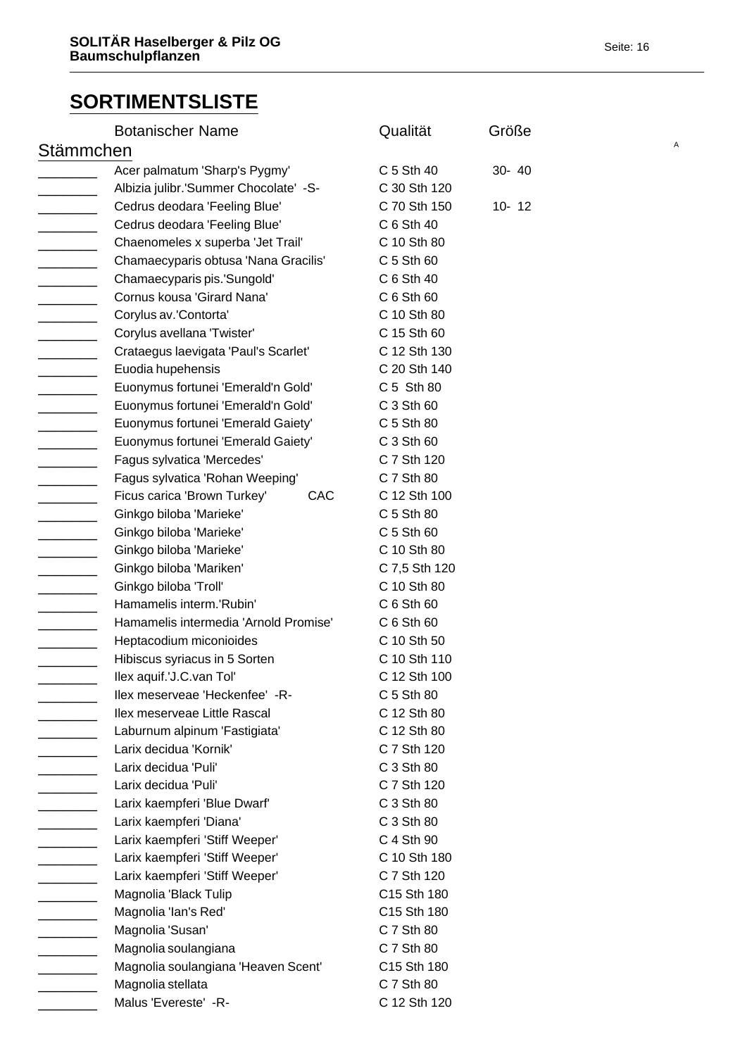## SORTIMENTSLISTE

| | Botanischer Name | Qualität | Größe |
|---|---|---|---|
| **Stämmchen** | | | |
| ________ | Acer palmatum 'Sharp's Pygmy' | C 5 Sth 40 | 30- 40 |
| ________ | Albizia julibr.'Summer Chocolate' -S- | C 30 Sth 120 | |
| ________ | Cedrus deodara 'Feeling Blue' | C 70 Sth 150 | 10- 12 |
| ________ | Cedrus deodara 'Feeling Blue' | C 6 Sth 40 | |
| ________ | Chaenomeles x superba 'Jet Trail' | C 10 Sth 80 | |
| ________ | Chamaecyparis obtusa 'Nana Gracilis' | C 5 Sth 60 | |
| ________ | Chamaecyparis pis.'Sungold' | C 6 Sth 40 | |
| ________ | Cornus kousa 'Girard Nana' | C 6 Sth 60 | |
| ________ | Corylus av.'Contorta' | C 10 Sth 80 | |
| ________ | Corylus avellana 'Twister' | C 15 Sth 60 | |
| ________ | Crataegus laevigata 'Paul's Scarlet' | C 12 Sth 130 | |
| ________ | Euodia hupehensis | C 20 Sth 140 | |
| ________ | Euonymus fortunei 'Emerald'n Gold' | C 5 Sth 80 | |
| ________ | Euonymus fortunei 'Emerald'n Gold' | C 3 Sth 60 | |
| ________ | Euonymus fortunei 'Emerald Gaiety' | C 5 Sth 80 | |
| ________ | Euonymus fortunei 'Emerald Gaiety' | C 3 Sth 60 | |
| ________ | Fagus sylvatica 'Mercedes' | C 7 Sth 120 | |
| ________ | Fagus sylvatica 'Rohan Weeping' | C 7 Sth 80 | |
| ________ | Ficus carica 'Brown Turkey' CAC | C 12 Sth 100 | |
| ________ | Ginkgo biloba 'Marieke' | C 5 Sth 80 | |
| ________ | Ginkgo biloba 'Marieke' | C 5 Sth 60 | |
| ________ | Ginkgo biloba 'Marieke' | C 10 Sth 80 | |
| ________ | Ginkgo biloba 'Mariken' | C 7,5 Sth 120 | |
| ________ | Ginkgo biloba 'Troll' | C 10 Sth 80 | |
| ________ | Hamamelis interm.'Rubin' | C 6 Sth 60 | |
| ________ | Hamamelis intermedia 'Arnold Promise' | C 6 Sth 60 | |
| ________ | Heptacodium miconioides | C 10 Sth 50 | |
| ________ | Hibiscus syriacus in 5 Sorten | C 10 Sth 110 | |
| ________ | Ilex aquif.'J.C.van Tol' | C 12 Sth 100 | |
| ________ | Ilex meserveae 'Heckenfee' -R- | C 5 Sth 80 | |
| ________ | Ilex meserveae Little Rascal | C 12 Sth 80 | |
| ________ | Laburnum alpinum 'Fastigiata' | C 12 Sth 80 | |
| ________ | Larix decidua 'Kornik' | C 7 Sth 120 | |
| ________ | Larix decidua 'Puli' | C 3 Sth 80 | |
| ________ | Larix decidua 'Puli' | C 7 Sth 120 | |
| ________ | Larix kaempferi 'Blue Dwarf' | C 3 Sth 80 | |
| ________ | Larix kaempferi 'Diana' | C 3 Sth 80 | |
| ________ | Larix kaempferi 'Stiff Weeper' | C 4 Sth 90 | |
| ________ | Larix kaempferi 'Stiff Weeper' | C 10 Sth 180 | |
| ________ | Larix kaempferi 'Stiff Weeper' | C 7 Sth 120 | |
| ________ | Magnolia 'Black Tulip | C15 Sth 180 | |
| ________ | Magnolia 'Ian's Red' | C15 Sth 180 | |
| ________ | Magnolia 'Susan' | C 7 Sth 80 | |
| ________ | Magnolia soulangiana | C 7 Sth 80 | |
| ________ | Magnolia soulangiana 'Heaven Scent' | C15 Sth 180 | |
| ________ | Magnolia stellata | C 7 Sth 80 | |
| ________ | Malus 'Evereste' -R- | C 12 Sth 120 | |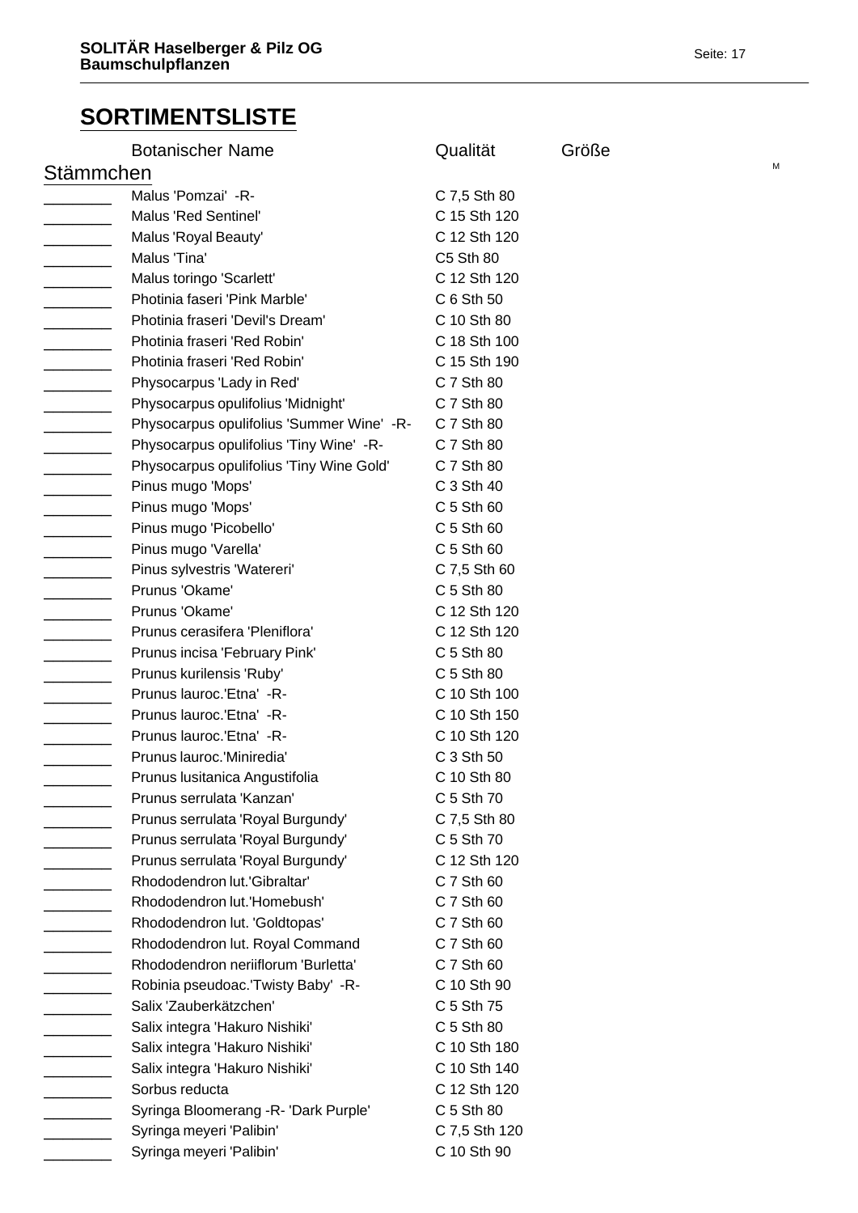# SORTIMENTSLISTE

| | Botanischer Name | Qualität | Größe |
|---|---|---|---|
| **Stämmchen** | | | |
| ________ | Malus 'Pomzai' -R- | C 7,5 Sth 80 | |
| ________ | Malus 'Red Sentinel' | C 15 Sth 120 | |
| ________ | Malus 'Royal Beauty' | C 12 Sth 120 | |
| ________ | Malus 'Tina' | C5 Sth 80 | |
| ________ | Malus toringo 'Scarlett' | C 12 Sth 120 | |
| ________ | Photinia faseri 'Pink Marble' | C 6 Sth 50 | |
| ________ | Photinia fraseri 'Devil's Dream' | C 10 Sth 80 | |
| ________ | Photinia fraseri 'Red Robin' | C 18 Sth 100 | |
| ________ | Photinia fraseri 'Red Robin' | C 15 Sth 190 | |
| ________ | Physocarpus 'Lady in Red' | C 7 Sth 80 | |
| ________ | Physocarpus opulifolius 'Midnight' | C 7 Sth 80 | |
| ________ | Physocarpus opulifolius 'Summer Wine' -R- | C 7 Sth 80 | |
| ________ | Physocarpus opulifolius 'Tiny Wine' -R- | C 7 Sth 80 | |
| ________ | Physocarpus opulifolius 'Tiny Wine Gold' | C 7 Sth 80 | |
| ________ | Pinus mugo 'Mops' | C 3 Sth 40 | |
| ________ | Pinus mugo 'Mops' | C 5 Sth 60 | |
| ________ | Pinus mugo 'Picobello' | C 5 Sth 60 | |
| ________ | Pinus mugo 'Varella' | C 5 Sth 60 | |
| ________ | Pinus sylvestris 'Watereri' | C 7,5 Sth 60 | |
| ________ | Prunus 'Okame' | C 5 Sth 80 | |
| ________ | Prunus 'Okame' | C 12 Sth 120 | |
| ________ | Prunus cerasifera 'Pleniflora' | C 12 Sth 120 | |
| ________ | Prunus incisa 'February Pink' | C 5 Sth 80 | |
| ________ | Prunus kurilensis 'Ruby' | C 5 Sth 80 | |
| ________ | Prunus lauroc.'Etna' -R- | C 10 Sth 100 | |
| ________ | Prunus lauroc.'Etna' -R- | C 10 Sth 150 | |
| ________ | Prunus lauroc.'Etna' -R- | C 10 Sth 120 | |
| ________ | Prunus lauroc.'Miniredia' | C 3 Sth 50 | |
| ________ | Prunus lusitanica Angustifolia | C 10 Sth 80 | |
| ________ | Prunus serrulata 'Kanzan' | C 5 Sth 70 | |
| ________ | Prunus serrulata 'Royal Burgundy' | C 7,5 Sth 80 | |
| ________ | Prunus serrulata 'Royal Burgundy' | C 5 Sth 70 | |
| ________ | Prunus serrulata 'Royal Burgundy' | C 12 Sth 120 | |
| ________ | Rhododendron lut.'Gibraltar' | C 7 Sth 60 | |
| ________ | Rhododendron lut.'Homebush' | C 7 Sth 60 | |
| ________ | Rhododendron lut. 'Goldtopas' | C 7 Sth 60 | |
| ________ | Rhododendron lut. Royal Command | C 7 Sth 60 | |
| ________ | Rhododendron neriiflorum 'Burletta' | C 7 Sth 60 | |
| ________ | Robinia pseudoac.'Twisty Baby' -R- | C 10 Sth 90 | |
| ________ | Salix 'Zauberkätzchen' | C 5 Sth 75 | |
| ________ | Salix integra 'Hakuro Nishiki' | C 5 Sth 80 | |
| ________ | Salix integra 'Hakuro Nishiki' | C 10 Sth 180 | |
| ________ | Salix integra 'Hakuro Nishiki' | C 10 Sth 140 | |
| ________ | Sorbus reducta | C 12 Sth 120 | |
| ________ | Syringa Bloomerang -R- 'Dark Purple' | C 5 Sth 80 | |
| ________ | Syringa meyeri 'Palibin' | C 7,5 Sth 120 | |
| ________ | Syringa meyeri 'Palibin' | C 10 Sth 90 | |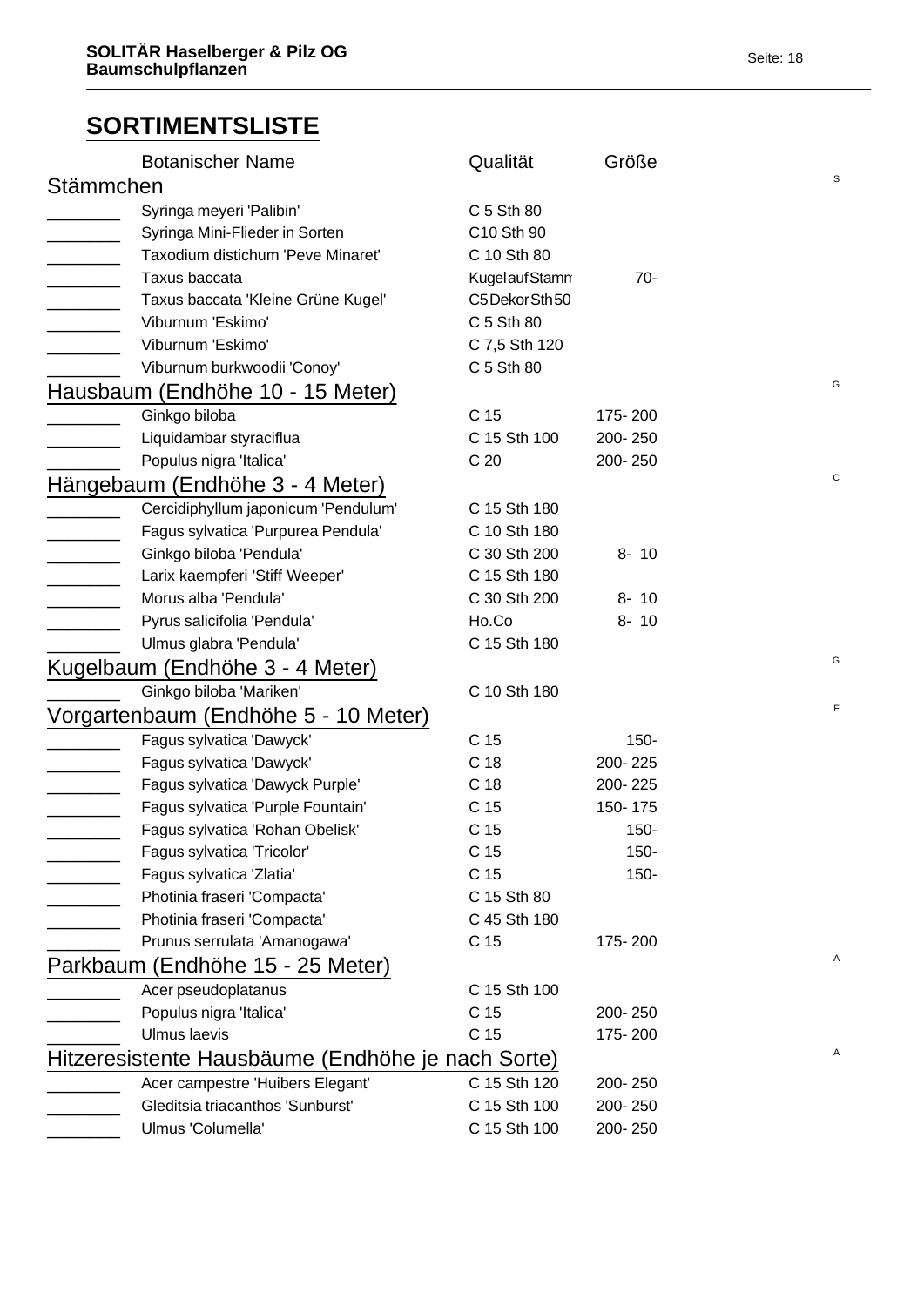# SORTIMENTSLISTE

| | Botanischer Name | Qualität | Größe |
|---|---|---|---|
| **Stämmchen** | | | |
| ________ | Syringa meyeri 'Palibin' | C 5 Sth 80 | |
| ________ | Syringa Mini-Flieder in Sorten | C10 Sth 90 | |
| ________ | Taxodium distichum 'Peve Minaret' | C 10 Sth 80 | |
| ________ | Taxus baccata | Kugel auf Stamm | 70- |
| ________ | Taxus baccata 'Kleine Grüne Kugel' | C5 Dekor Sth 50 | |
| ________ | Viburnum 'Eskimo' | C 5 Sth 80 | |
| ________ | Viburnum 'Eskimo' | C 7,5 Sth 120 | |
| ________ | Viburnum burkwoodii 'Conoy' | C 5 Sth 80 | |
| **Hausbaum (Endhöhe 10 - 15 Meter)** | | | |
| ________ | Ginkgo biloba | C 15 | 175- 200 |
| ________ | Liquidambar styraciflua | C 15 Sth 100 | 200- 250 |
| ________ | Populus nigra 'Italica' | C 20 | 200- 250 |
| **Hängebaum (Endhöhe 3 - 4 Meter)** | | | |
| ________ | Cercidiphyllum japonicum 'Pendulum' | C 15 Sth 180 | |
| ________ | Fagus sylvatica 'Purpurea Pendula' | C 10 Sth 180 | |
| ________ | Ginkgo biloba 'Pendula' | C 30 Sth 200 | 8- 10 |
| ________ | Larix kaempferi 'Stiff Weeper' | C 15 Sth 180 | |
| ________ | Morus alba 'Pendula' | C 30 Sth 200 | 8- 10 |
| ________ | Pyrus salicifolia 'Pendula' | Ho.Co | 8- 10 |
| ________ | Ulmus glabra 'Pendula' | C 15 Sth 180 | |
| **Kugelbaum (Endhöhe 3 - 4 Meter)** | | | |
| ________ | Ginkgo biloba 'Mariken' | C 10 Sth 180 | |
| **Vorgartenbaum (Endhöhe 5 - 10 Meter)** | | | |
| ________ | Fagus sylvatica 'Dawyck' | C 15 | 150- |
| ________ | Fagus sylvatica 'Dawyck' | C 18 | 200- 225 |
| ________ | Fagus sylvatica 'Dawyck Purple' | C 18 | 200- 225 |
| ________ | Fagus sylvatica 'Purple Fountain' | C 15 | 150- 175 |
| ________ | Fagus sylvatica 'Rohan Obelisk' | C 15 | 150- |
| ________ | Fagus sylvatica 'Tricolor' | C 15 | 150- |
| ________ | Fagus sylvatica 'Zlatia' | C 15 | 150- |
| ________ | Photinia fraseri 'Compacta' | C 15 Sth 80 | |
| ________ | Photinia fraseri 'Compacta' | C 45 Sth 180 | |
| ________ | Prunus serrulata 'Amanogawa' | C 15 | 175- 200 |
| **Parkbaum (Endhöhe 15 - 25 Meter)** | | | |
| ________ | Acer pseudoplatanus | C 15 Sth 100 | |
| ________ | Populus nigra 'Italica' | C 15 | 200- 250 |
| ________ | Ulmus laevis | C 15 | 175- 200 |
| **Hitzeresistente Hausbäume (Endhöhe je nach Sorte)** | | | |
| ________ | Acer campestre 'Huibers Elegant' | C 15 Sth 120 | 200- 250 |
| ________ | Gleditsia triacanthos 'Sunburst' | C 15 Sth 100 | 200- 250 |
| ________ | Ulmus 'Columella' | C 15 Sth 100 | 200- 250 |